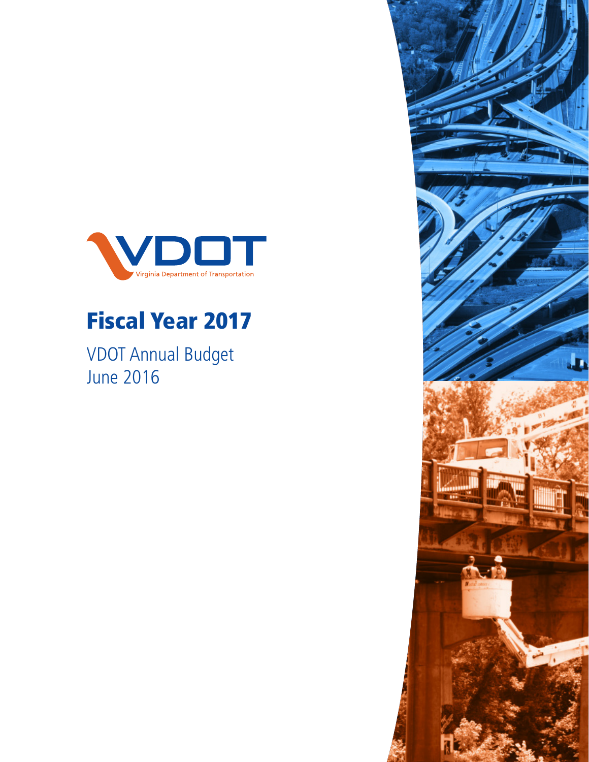VDOT

Virginia Department of Transportation

# Fiscal Year 2017

VDOT Annual Budget
June 2016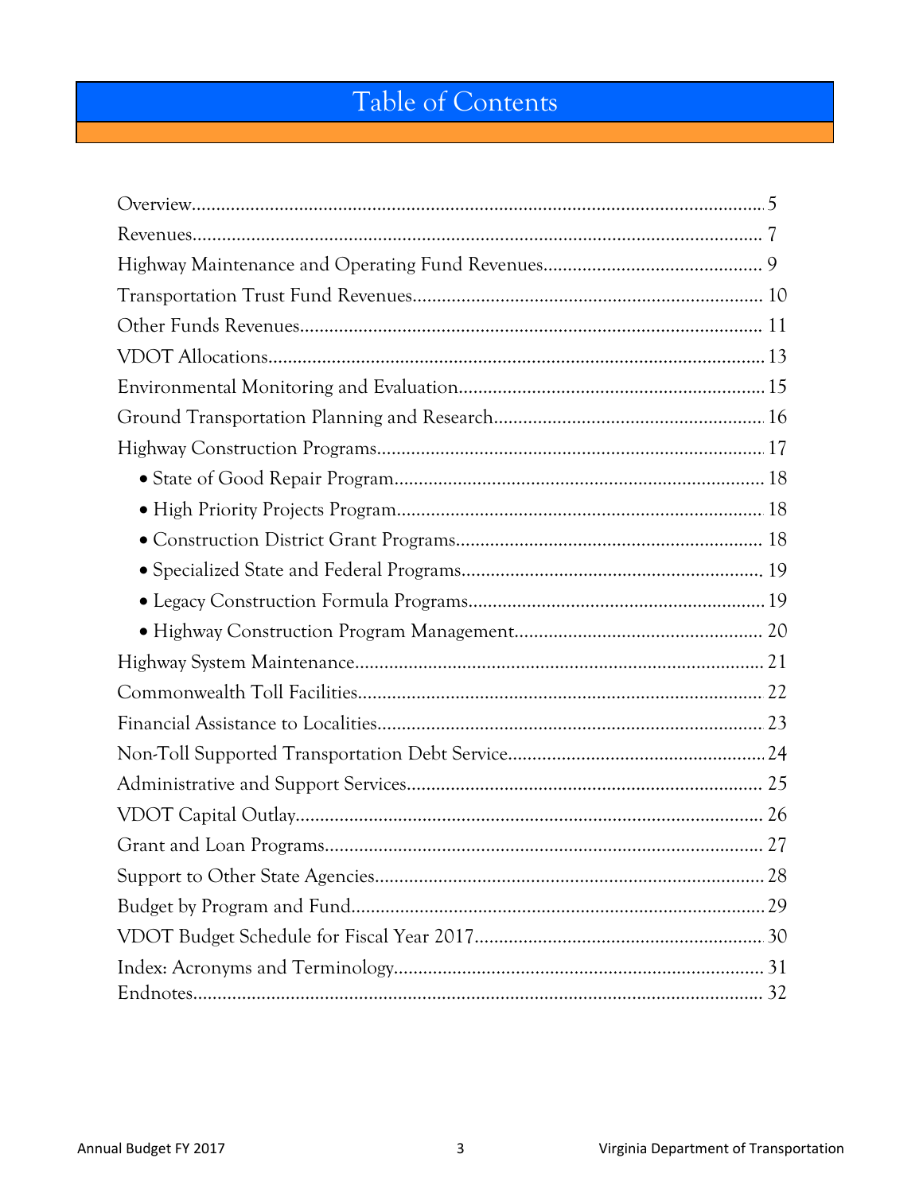# Table of Contents

Overview.......................................................................................................... 5

Revenues......................................................................................................... 7

Highway Maintenance and Operating Fund Revenues............................................ 9

Transportation Trust Fund Revenues.................................................................... 10

Other Funds Revenues........................................................................................ 11

VDOT Allocations.............................................................................................. 13

Environmental Monitoring and Evaluation............................................................ 15

Ground Transportation Planning and Research...................................................... 16

Highway Construction Programs.......................................................................... 17

- State of Good Repair Program........................................................................ 18
- High Priority Projects Program........................................................................ 18
- Construction District Grant Programs............................................................. 18
- Specialized State and Federal Programs.......................................................... 19
- Legacy Construction Formula Programs........................................................... 19
- Highway Construction Program Management.................................................. 20

Highway System Maintenance.............................................................................. 21

Commonwealth Toll Facilities............................................................................... 22

Financial Assistance to Localities.......................................................................... 23

Non-Toll Supported Transportation Debt Service................................................... 24

Administrative and Support Services..................................................................... 25

VDOT Capital Outlay........................................................................................... 26

Grant and Loan Programs..................................................................................... 27

Support to Other State Agencies........................................................................... 28

Budget by Program and Fund................................................................................ 29

VDOT Budget Schedule for Fiscal Year 2017........................................................ 30

Index: Acronyms and Terminology........................................................................ 31

Endnotes.............................................................................................................. 32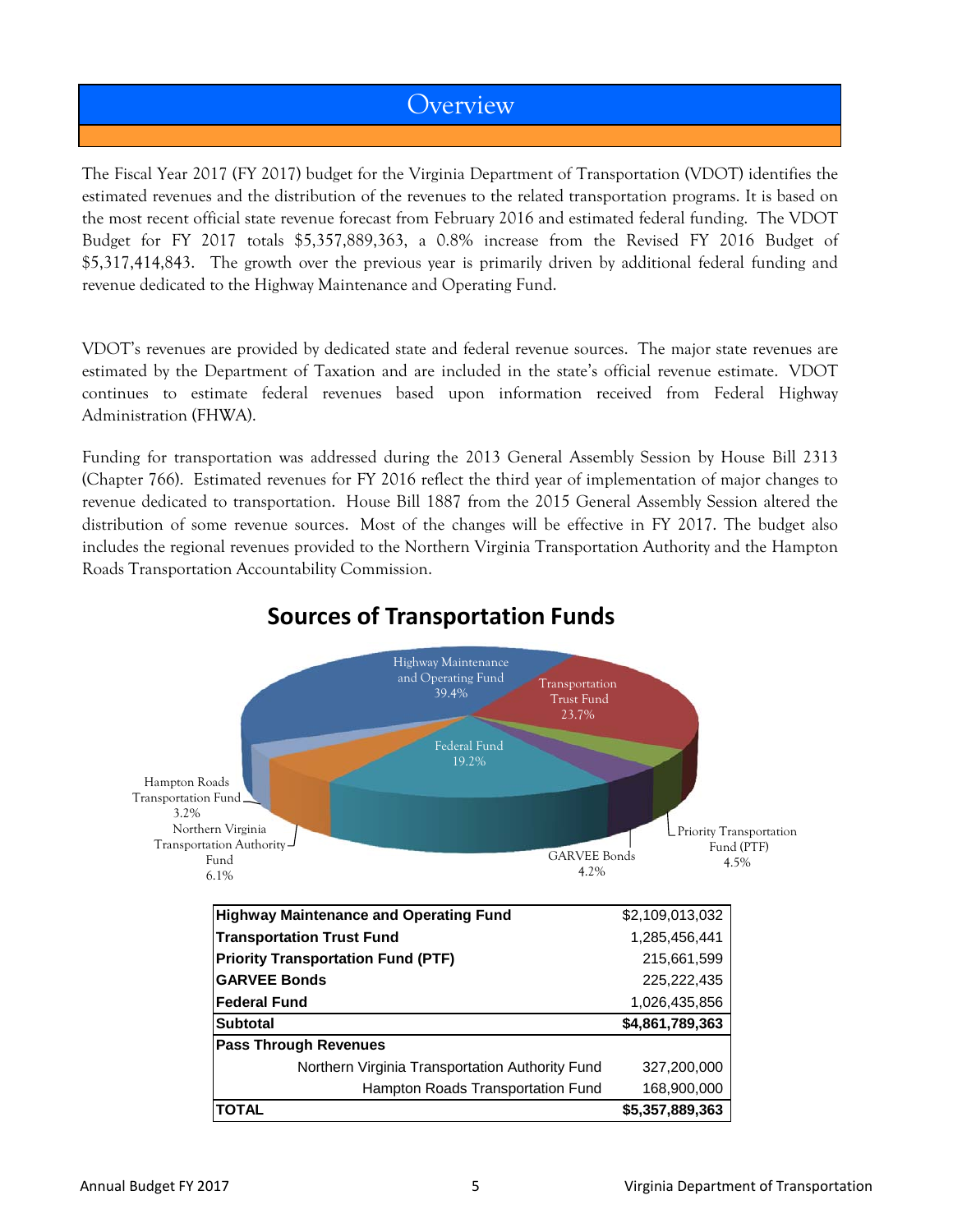# Overview

The Fiscal Year 2017 (FY 2017) budget for the Virginia Department of Transportation (VDOT) identifies the estimated revenues and the distribution of the revenues to the related transportation programs. It is based on the most recent official state revenue forecast from February 2016 and estimated federal funding. The VDOT Budget for FY 2017 totals $5,357,889,363, a 0.8% increase from the Revised FY 2016 Budget of $5,317,414,843. The growth over the previous year is primarily driven by additional federal funding and revenue dedicated to the Highway Maintenance and Operating Fund.

VDOT's revenues are provided by dedicated state and federal revenue sources. The major state revenues are estimated by the Department of Taxation and are included in the state's official revenue estimate. VDOT continues to estimate federal revenues based upon information received from Federal Highway Administration (FHWA).

Funding for transportation was addressed during the 2013 General Assembly Session by House Bill 2313 (Chapter 766). Estimated revenues for FY 2016 reflect the third year of implementation of major changes to revenue dedicated to transportation. House Bill 1887 from the 2015 General Assembly Session altered the distribution of some revenue sources. Most of the changes will be effective in FY 2017. The budget also includes the regional revenues provided to the Northern Virginia Transportation Authority and the Hampton Roads Transportation Accountability Commission.

## Sources of Transportation Funds

Highway Maintenance and Operating Fund 39.4%; Transportation Trust Fund 23.7%; Federal Fund 19.2%; Northern Virginia Transportation Authority Fund 6.1%; Priority Transportation Fund (PTF) 4.5%; GARVEE Bonds 4.2%; Hampton Roads Transportation Fund 3.2%

| | |
|---|---|
| **Highway Maintenance and Operating Fund** | $2,109,013,032 |
| **Transportation Trust Fund** | 1,285,456,441 |
| **Priority Transportation Fund (PTF)** | 215,661,599 |
| **GARVEE Bonds** | 225,222,435 |
| **Federal Fund** | 1,026,435,856 |
| **Subtotal** | **$4,861,789,363** |
| **Pass Through Revenues** | |
| Northern Virginia Transportation Authority Fund | 327,200,000 |
| Hampton Roads Transportation Fund | 168,900,000 |
| **TOTAL** | **$5,357,889,363** |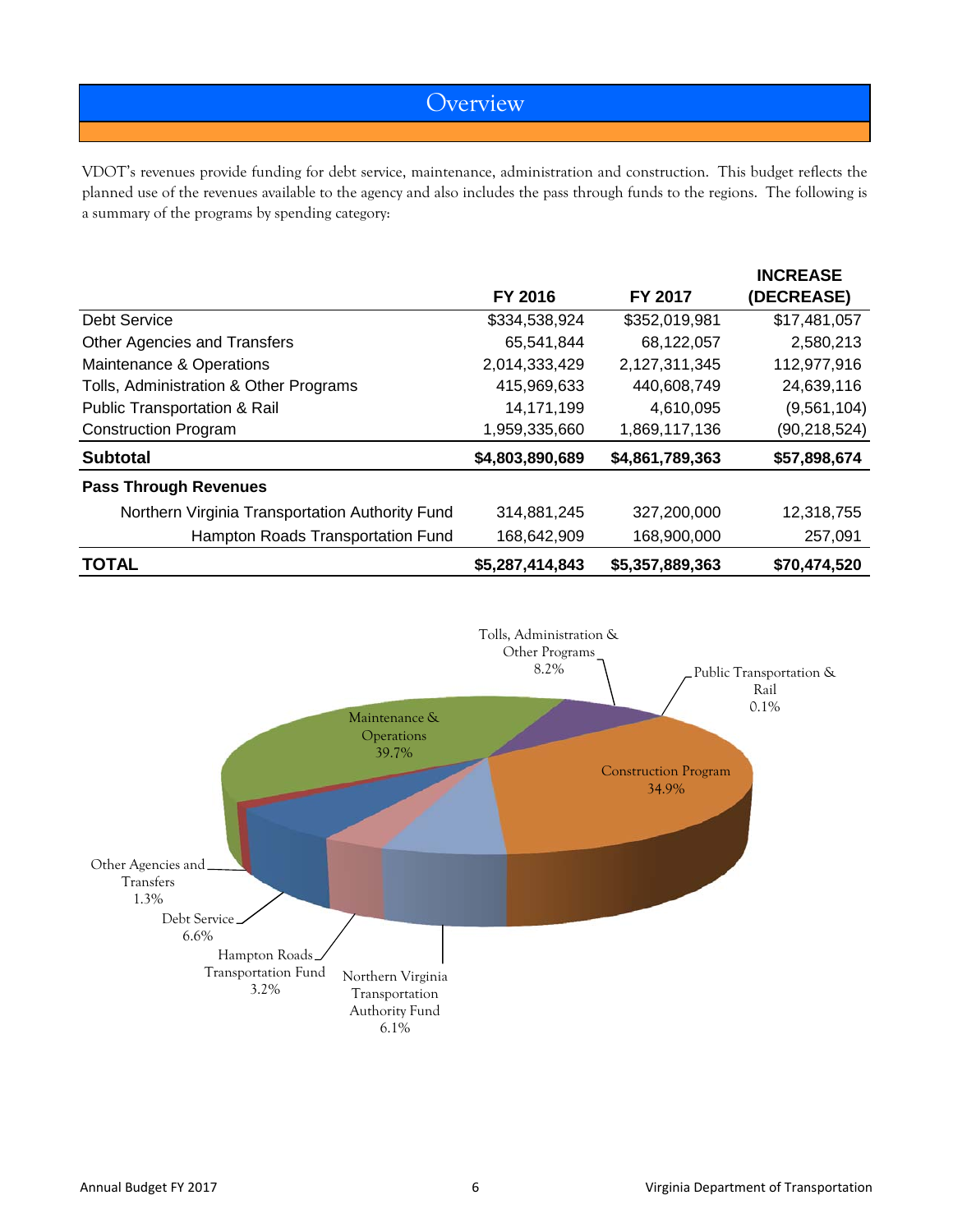# Overview

VDOT's revenues provide funding for debt service, maintenance, administration and construction. This budget reflects the planned use of the revenues available to the agency and also includes the pass through funds to the regions. The following is a summary of the programs by spending category:

| | FY 2016 | FY 2017 | INCREASE (DECREASE) |
|---|---|---|---|
| Debt Service | $334,538,924 | $352,019,981 | $17,481,057 |
| Other Agencies and Transfers | 65,541,844 | 68,122,057 | 2,580,213 |
| Maintenance & Operations | 2,014,333,429 | 2,127,311,345 | 112,977,916 |
| Tolls, Administration & Other Programs | 415,969,633 | 440,608,749 | 24,639,116 |
| Public Transportation & Rail | 14,171,199 | 4,610,095 | (9,561,104) |
| Construction Program | 1,959,335,660 | 1,869,117,136 | (90,218,524) |
| **Subtotal** | **$4,803,890,689** | **$4,861,789,363** | **$57,898,674** |
| **Pass Through Revenues** | | | |
| Northern Virginia Transportation Authority Fund | 314,881,245 | 327,200,000 | 12,318,755 |
| Hampton Roads Transportation Fund | 168,642,909 | 168,900,000 | 257,091 |
| **TOTAL** | **$5,287,414,843** | **$5,357,889,363** | **$70,474,520** |

Tolls, Administration & Other Programs 8.2%
Public Transportation & Rail 0.1%
Maintenance & Operations 39.7%
Construction Program 34.9%
Other Agencies and Transfers 1.3%
Debt Service 6.6%
Hampton Roads Transportation Fund 3.2%
Northern Virginia Transportation Authority Fund 6.1%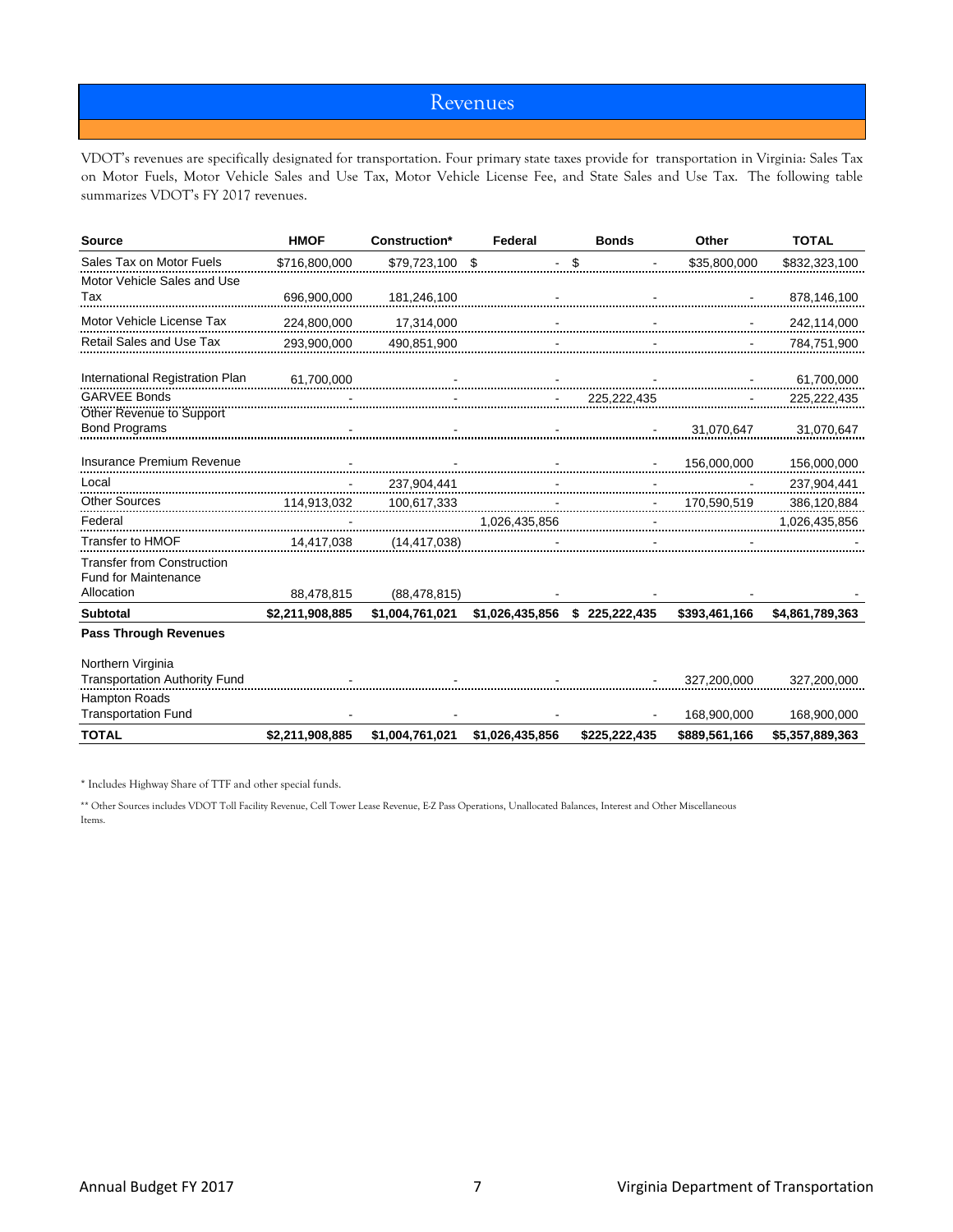# Revenues

VDOT's revenues are specifically designated for transportation. Four primary state taxes provide for transportation in Virginia: Sales Tax on Motor Fuels, Motor Vehicle Sales and Use Tax, Motor Vehicle License Fee, and State Sales and Use Tax. The following table summarizes VDOT's FY 2017 revenues.

| Source | HMOF | Construction* | Federal | Bonds | Other | TOTAL |
|---|---|---|---|---|---|---|
| Sales Tax on Motor Fuels | $716,800,000 | $79,723,100 | $ - | $ - | $35,800,000 | $832,323,100 |
| Motor Vehicle Sales and Use Tax | 696,900,000 | 181,246,100 | - | - | - | 878,146,100 |
| Motor Vehicle License Tax | 224,800,000 | 17,314,000 | - | - | - | 242,114,000 |
| Retail Sales and Use Tax | 293,900,000 | 490,851,900 | - | - | - | 784,751,900 |
| International Registration Plan | 61,700,000 | - | - | - | - | 61,700,000 |
| GARVEE Bonds | - | - | - | 225,222,435 | - | 225,222,435 |
| Other Revenue to Support Bond Programs | - | - | - | - | 31,070,647 | 31,070,647 |
| Insurance Premium Revenue | - | - | - | - | 156,000,000 | 156,000,000 |
| Local | - | 237,904,441 | - | - | - | 237,904,441 |
| Other Sources | 114,913,032 | 100,617,333 | - | - | 170,590,519 | 386,120,884 |
| Federal | - | | 1,026,435,856 | - | | 1,026,435,856 |
| Transfer to HMOF | 14,417,038 | (14,417,038) | - | - | - | - |
| Transfer from Construction Fund for Maintenance Allocation | 88,478,815 | (88,478,815) | - | - | - | - |
| **Subtotal** | **$2,211,908,885** | **$1,004,761,021** | **$1,026,435,856** | **$ 225,222,435** | **$393,461,166** | **$4,861,789,363** |
| **Pass Through Revenues** | | | | | | |
| Northern Virginia Transportation Authority Fund | - | - | - | - | 327,200,000 | 327,200,000 |
| Hampton Roads Transportation Fund | - | - | - | - | 168,900,000 | 168,900,000 |
| **TOTAL** | **$2,211,908,885** | **$1,004,761,021** | **$1,026,435,856** | **$225,222,435** | **$889,561,166** | **$5,357,889,363** |

\* Includes Highway Share of TTF and other special funds.

\*\* Other Sources includes VDOT Toll Facility Revenue, Cell Tower Lease Revenue, E-Z Pass Operations, Unallocated Balances, Interest and Other Miscellaneous Items.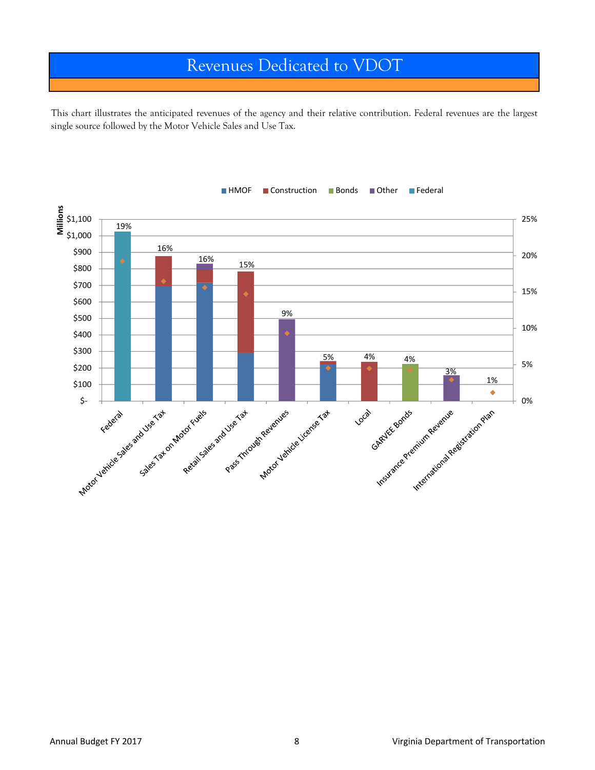# Revenues Dedicated to VDOT

This chart illustrates the anticipated revenues of the agency and their relative contribution. Federal revenues are the largest single source followed by the Motor Vehicle Sales and Use Tax.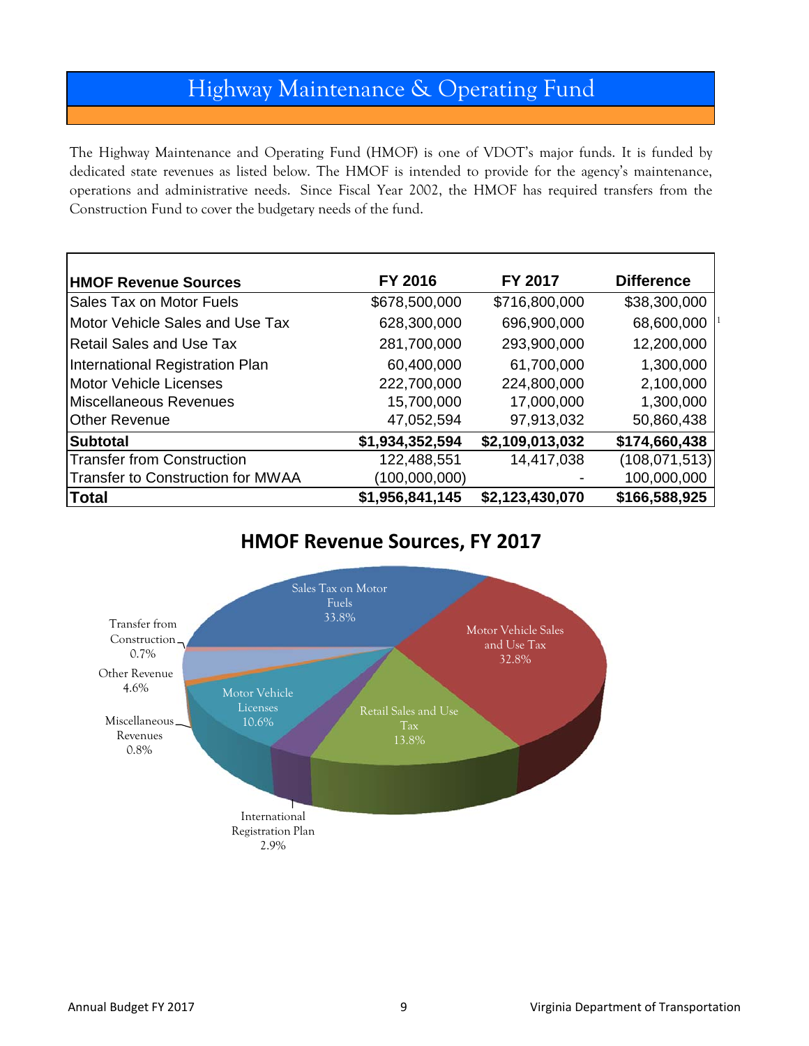# Highway Maintenance & Operating Fund

The Highway Maintenance and Operating Fund (HMOF) is one of VDOT's major funds. It is funded by dedicated state revenues as listed below. The HMOF is intended to provide for the agency's maintenance, operations and administrative needs. Since Fiscal Year 2002, the HMOF has required transfers from the Construction Fund to cover the budgetary needs of the fund.

| HMOF Revenue Sources | FY 2016 | FY 2017 | Difference |
|---|---|---|---|
| Sales Tax on Motor Fuels | $678,500,000 | $716,800,000 | $38,300,000 |
| Motor Vehicle Sales and Use Tax | 628,300,000 | 696,900,000 | 68,600,000 [1] |
| Retail Sales and Use Tax | 281,700,000 | 293,900,000 | 12,200,000 |
| International Registration Plan | 60,400,000 | 61,700,000 | 1,300,000 |
| Motor Vehicle Licenses | 222,700,000 | 224,800,000 | 2,100,000 |
| Miscellaneous Revenues | 15,700,000 | 17,000,000 | 1,300,000 |
| Other Revenue | 47,052,594 | 97,913,032 | 50,860,438 |
| **Subtotal** | **$1,934,352,594** | **$2,109,013,032** | **$174,660,438** |
| Transfer from Construction | 122,488,551 | 14,417,038 | (108,071,513) |
| Transfer to Construction for MWAA | (100,000,000) | - | 100,000,000 |
| **Total** | **$1,956,841,145** | **$2,123,430,070** | **$166,588,925** |

## HMOF Revenue Sources, FY 2017

- Sales Tax on Motor Fuels 33.8%
- Motor Vehicle Sales and Use Tax 32.8%
- Retail Sales and Use Tax 13.8%
- International Registration Plan 2.9%
- Motor Vehicle Licenses 10.6%
- Miscellaneous Revenues 0.8%
- Other Revenue 4.6%
- Transfer from Construction 0.7%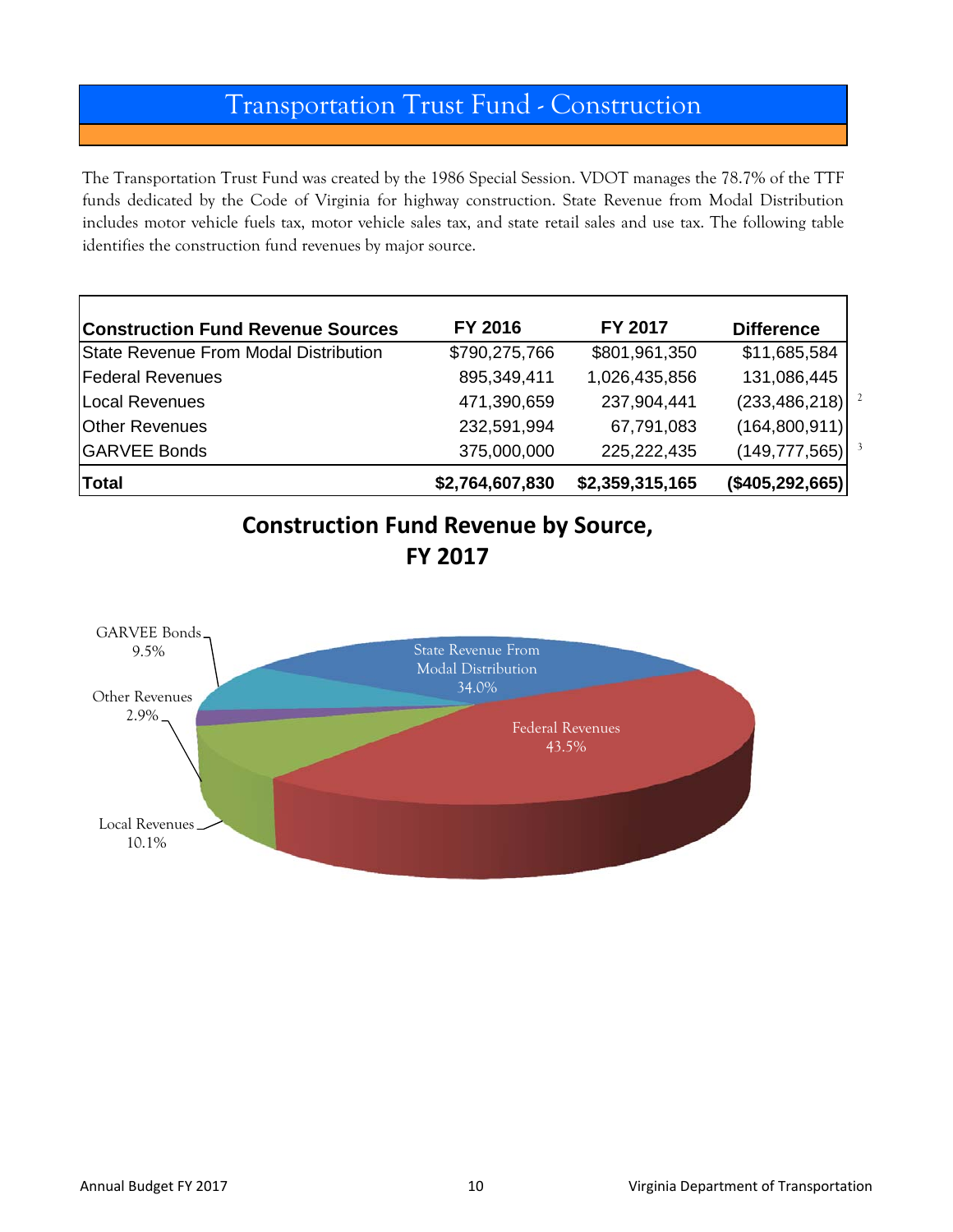# Transportation Trust Fund - Construction

The Transportation Trust Fund was created by the 1986 Special Session. VDOT manages the 78.7% of the TTF funds dedicated by the Code of Virginia for highway construction. State Revenue from Modal Distribution includes motor vehicle fuels tax, motor vehicle sales tax, and state retail sales and use tax. The following table identifies the construction fund revenues by major source.

| Construction Fund Revenue Sources | FY 2016 | FY 2017 | Difference |
|---|---|---|---|
| State Revenue From Modal Distribution | $790,275,766 | $801,961,350 | $11,685,584 |
| Federal Revenues | 895,349,411 | 1,026,435,856 | 131,086,445 |
| Local Revenues | 471,390,659 | 237,904,441 | (233,486,218) [2] |
| Other Revenues | 232,591,994 | 67,791,083 | (164,800,911) |
| GARVEE Bonds | 375,000,000 | 225,222,435 | (149,777,565) [3] |
| **Total** | **$2,764,607,830** | **$2,359,315,165** | **($405,292,665)** |

## Construction Fund Revenue by Source, FY 2017

- State Revenue From Modal Distribution 34.0%
- Federal Revenues 43.5%
- Local Revenues 10.1%
- Other Revenues 2.9%
- GARVEE Bonds 9.5%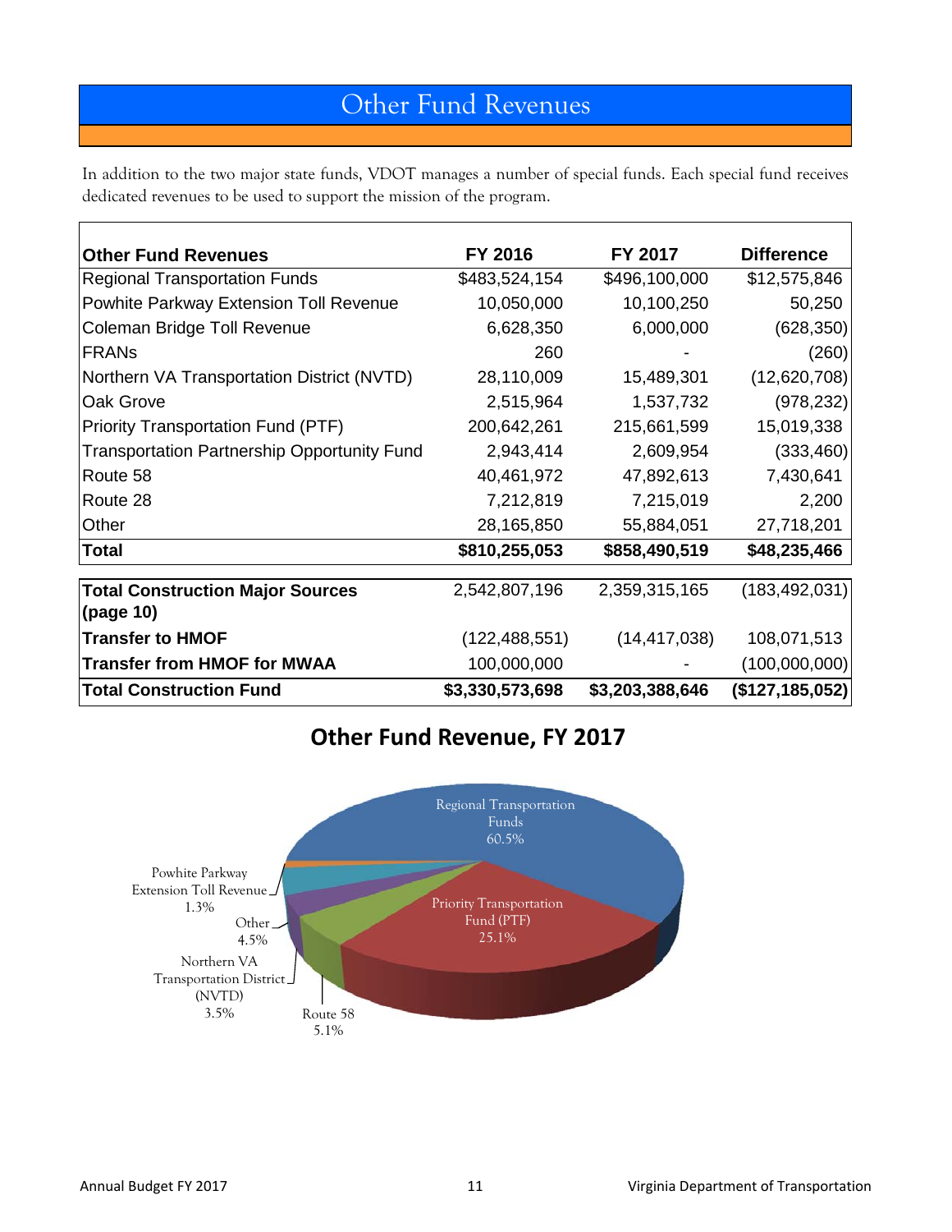# Other Fund Revenues

In addition to the two major state funds, VDOT manages a number of special funds. Each special fund receives dedicated revenues to be used to support the mission of the program.

| Other Fund Revenues | FY 2016 | FY 2017 | Difference |
|---|---|---|---|
| Regional Transportation Funds | $483,524,154 | $496,100,000 | $12,575,846 |
| Powhite Parkway Extension Toll Revenue | 10,050,000 | 10,100,250 | 50,250 |
| Coleman Bridge Toll Revenue | 6,628,350 | 6,000,000 | (628,350) |
| FRANs | 260 | - | (260) |
| Northern VA Transportation District (NVTD) | 28,110,009 | 15,489,301 | (12,620,708) |
| Oak Grove | 2,515,964 | 1,537,732 | (978,232) |
| Priority Transportation Fund (PTF) | 200,642,261 | 215,661,599 | 15,019,338 |
| Transportation Partnership Opportunity Fund | 2,943,414 | 2,609,954 | (333,460) |
| Route 58 | 40,461,972 | 47,892,613 | 7,430,641 |
| Route 28 | 7,212,819 | 7,215,019 | 2,200 |
| Other | 28,165,850 | 55,884,051 | 27,718,201 |
| **Total** | **$810,255,053** | **$858,490,519** | **$48,235,466** |
| **Total Construction Major Sources (page 10)** | 2,542,807,196 | 2,359,315,165 | (183,492,031) |
| **Transfer to HMOF** | (122,488,551) | (14,417,038) | 108,071,513 |
| **Transfer from HMOF for MWAA** | 100,000,000 | - | (100,000,000) |
| **Total Construction Fund** | **$3,330,573,698** | **$3,203,388,646** | **($127,185,052)** |

## Other Fund Revenue, FY 2017

- Regional Transportation Funds 60.5%
- Priority Transportation Fund (PTF) 25.1%
- Route 58 5.1%
- Northern VA Transportation District (NVTD) 3.5%
- Other 4.5%
- Powhite Parkway Extension Toll Revenue 1.3%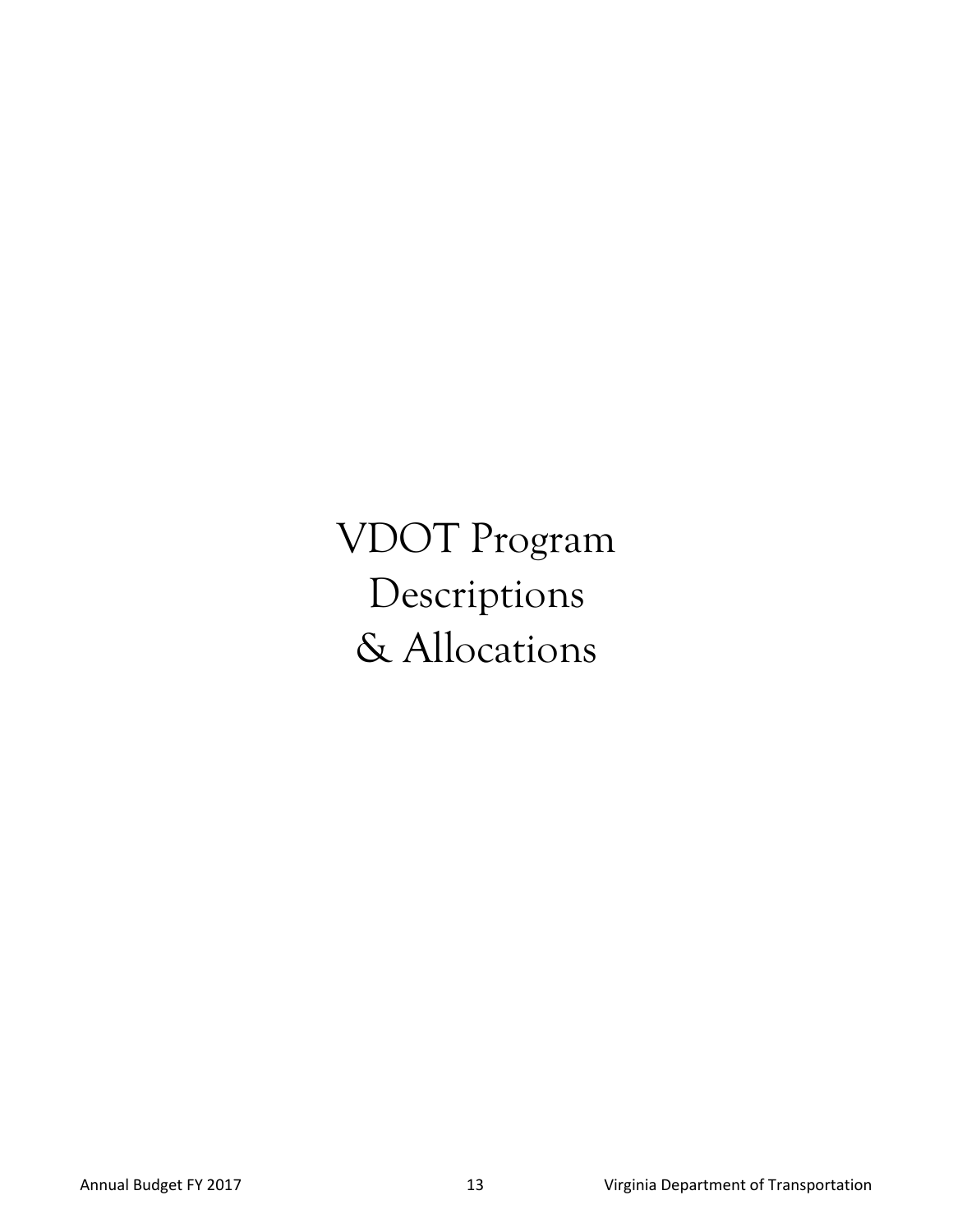# VDOT Program Descriptions & Allocations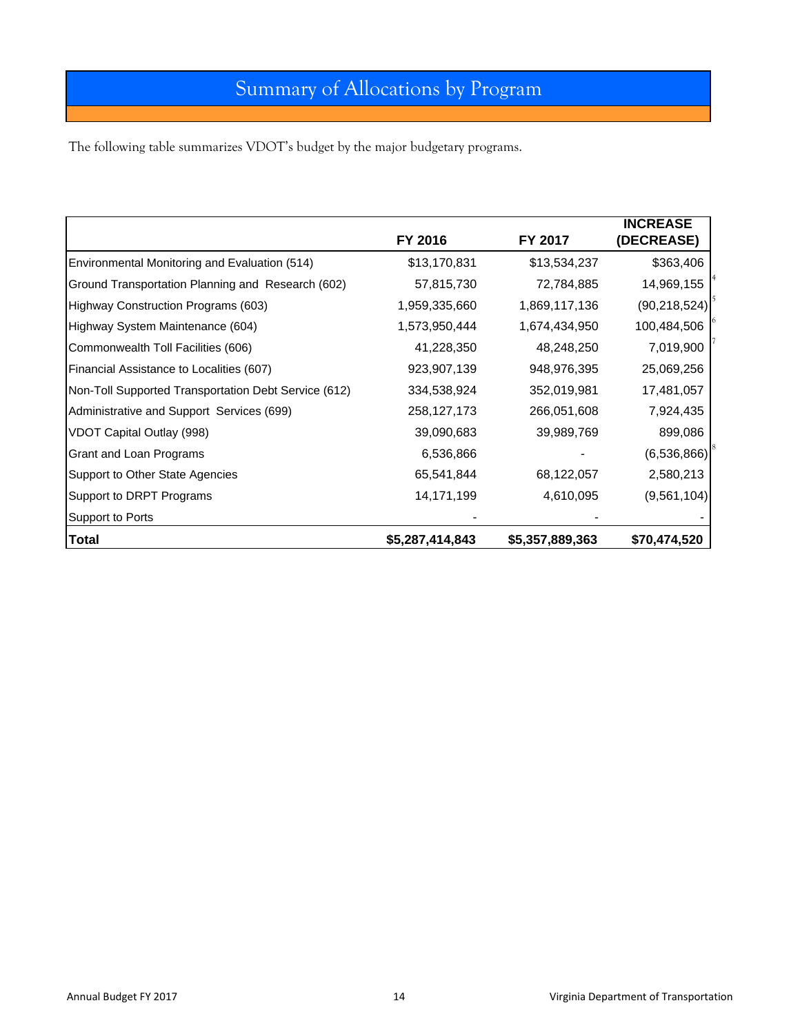# Summary of Allocations by Program

The following table summarizes VDOT's budget by the major budgetary programs.

| | FY 2016 | FY 2017 | INCREASE (DECREASE) |
|---|---|---|---|
| Environmental Monitoring and Evaluation (514) | $13,170,831 | $13,534,237 | $363,406 |
| Ground Transportation Planning and Research (602) | 57,815,730 | 72,784,885 | 14,969,155 [4] |
| Highway Construction Programs (603) | 1,959,335,660 | 1,869,117,136 | (90,218,524) [5] |
| Highway System Maintenance (604) | 1,573,950,444 | 1,674,434,950 | 100,484,506 [6] |
| Commonwealth Toll Facilities (606) | 41,228,350 | 48,248,250 | 7,019,900 [7] |
| Financial Assistance to Localities (607) | 923,907,139 | 948,976,395 | 25,069,256 |
| Non-Toll Supported Transportation Debt Service (612) | 334,538,924 | 352,019,981 | 17,481,057 |
| Administrative and Support Services (699) | 258,127,173 | 266,051,608 | 7,924,435 |
| VDOT Capital Outlay (998) | 39,090,683 | 39,989,769 | 899,086 |
| Grant and Loan Programs | 6,536,866 | - | (6,536,866) [8] |
| Support to Other State Agencies | 65,541,844 | 68,122,057 | 2,580,213 |
| Support to DRPT Programs | 14,171,199 | 4,610,095 | (9,561,104) |
| Support to Ports | - | - | - |
| **Total** | **$5,287,414,843** | **$5,357,889,363** | **$70,474,520** |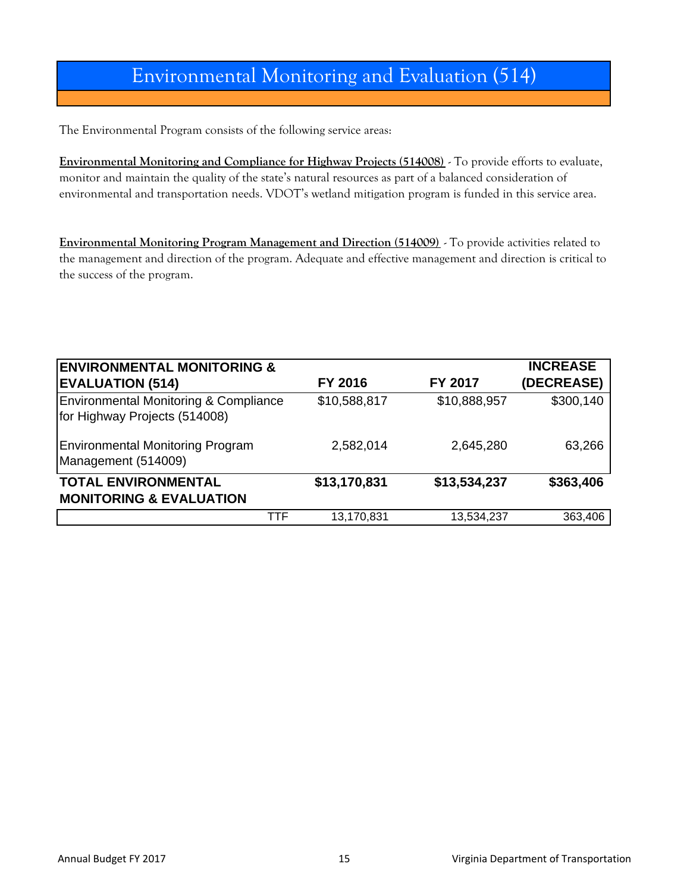# Environmental Monitoring and Evaluation (514)

The Environmental Program consists of the following service areas:

**Environmental Monitoring and Compliance for Highway Projects (514008)** - To provide efforts to evaluate, monitor and maintain the quality of the state's natural resources as part of a balanced consideration of environmental and transportation needs. VDOT's wetland mitigation program is funded in this service area.

**Environmental Monitoring Program Management and Direction (514009)** - To provide activities related to the management and direction of the program. Adequate and effective management and direction is critical to the success of the program.

| ENVIRONMENTAL MONITORING & EVALUATION (514) | FY 2016 | FY 2017 | INCREASE (DECREASE) |
|---|---|---|---|
| Environmental Monitoring & Compliance for Highway Projects (514008) | $10,588,817 | $10,888,957 | $300,140 |
| Environmental Monitoring Program Management (514009) | 2,582,014 | 2,645,280 | 63,266 |
| **TOTAL ENVIRONMENTAL MONITORING & EVALUATION** | **$13,170,831** | **$13,534,237** | **$363,406** |
| TTF | 13,170,831 | 13,534,237 | 363,406 |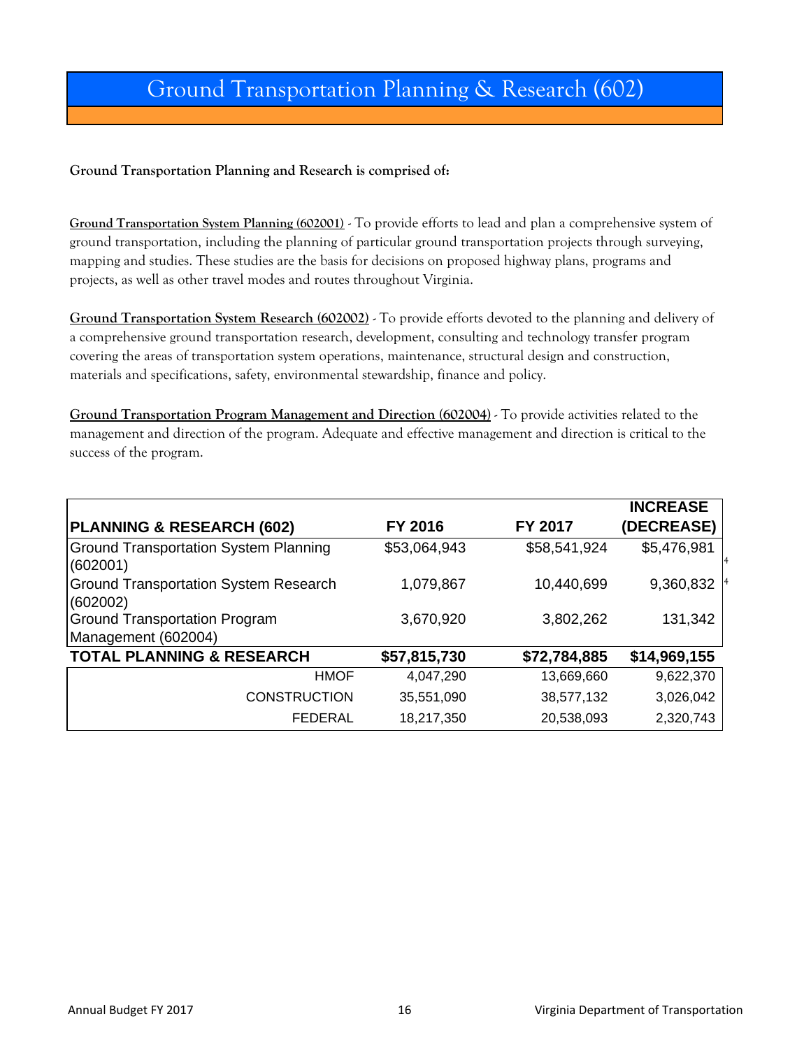# Ground Transportation Planning & Research (602)

**Ground Transportation Planning and Research is comprised of:**

**Ground Transportation System Planning (602001)** - To provide efforts to lead and plan a comprehensive system of ground transportation, including the planning of particular ground transportation projects through surveying, mapping and studies. These studies are the basis for decisions on proposed highway plans, programs and projects, as well as other travel modes and routes throughout Virginia.

**Ground Transportation System Research (602002)** - To provide efforts devoted to the planning and delivery of a comprehensive ground transportation research, development, consulting and technology transfer program covering the areas of transportation system operations, maintenance, structural design and construction, materials and specifications, safety, environmental stewardship, finance and policy.

**Ground Transportation Program Management and Direction (602004)** - To provide activities related to the management and direction of the program. Adequate and effective management and direction is critical to the success of the program.

| PLANNING & RESEARCH (602) | FY 2016 | FY 2017 | INCREASE (DECREASE) |
|---|---|---|---|
| Ground Transportation System Planning (602001) | $53,064,943 | $58,541,924 | $5,476,981 [4] |
| Ground Transportation System Research (602002) | 1,079,867 | 10,440,699 | 9,360,832 [4] |
| Ground Transportation Program Management (602004) | 3,670,920 | 3,802,262 | 131,342 |
| **TOTAL PLANNING & RESEARCH** | **$57,815,730** | **$72,784,885** | **$14,969,155** |
| HMOF | 4,047,290 | 13,669,660 | 9,622,370 |
| CONSTRUCTION | 35,551,090 | 38,577,132 | 3,026,042 |
| FEDERAL | 18,217,350 | 20,538,093 | 2,320,743 |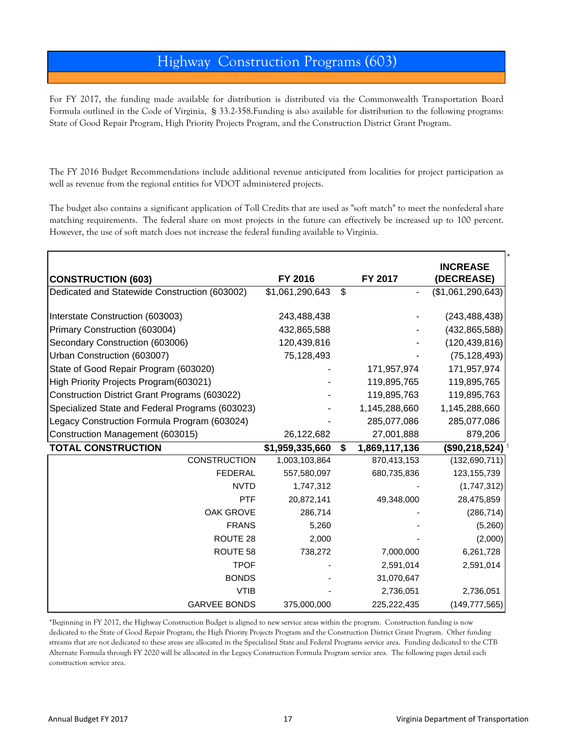# Highway Construction Programs (603)

For FY 2017, the funding made available for distribution is distributed via the Commonwealth Transportation Board Formula outlined in the Code of Virginia, § 33.2-358.Funding is also available for distribution to the following programs: State of Good Repair Program, High Priority Projects Program, and the Construction District Grant Program.

The FY 2016 Budget Recommendations include additional revenue anticipated from localities for project participation as well as revenue from the regional entities for VDOT administered projects.

The budget also contains a significant application of Toll Credits that are used as "soft match" to meet the nonfederal share matching requirements. The federal share on most projects in the future can effectively be increased up to 100 percent. However, the use of soft match does not increase the federal funding available to Virginia.

| CONSTRUCTION (603) | FY 2016 | FY 2017 | INCREASE (DECREASE) * |
|---|---|---|---|
| Dedicated and Statewide Construction (603002) | $1,061,290,643 | $ - | ($1,061,290,643) |
| Interstate Construction (603003) | 243,488,438 | - | (243,488,438) |
| Primary Construction (603004) | 432,865,588 | - | (432,865,588) |
| Secondary Construction (603006) | 120,439,816 | - | (120,439,816) |
| Urban Construction (603007) | 75,128,493 | - | (75,128,493) |
| State of Good Repair Program (603020) | - | 171,957,974 | 171,957,974 |
| High Priority Projects Program(603021) | - | 119,895,765 | 119,895,765 |
| Construction District Grant Programs (603022) | - | 119,895,763 | 119,895,763 |
| Specialized State and Federal Programs (603023) | - | 1,145,288,660 | 1,145,288,660 |
| Legacy Construction Formula Program (603024) | - | 285,077,086 | 285,077,086 |
| Construction Management (603015) | 26,122,682 | 27,001,888 | 879,206 |
| **TOTAL CONSTRUCTION** | **$1,959,335,660** | **$ 1,869,117,136** | **($90,218,524)** [5] |
| CONSTRUCTION | 1,003,103,864 | 870,413,153 | (132,690,711) |
| FEDERAL | 557,580,097 | 680,735,836 | 123,155,739 |
| NVTD | 1,747,312 | - | (1,747,312) |
| PTF | 20,872,141 | 49,348,000 | 28,475,859 |
| OAK GROVE | 286,714 | - | (286,714) |
| FRANS | 5,260 | - | (5,260) |
| ROUTE 28 | 2,000 | - | (2,000) |
| ROUTE 58 | 738,272 | 7,000,000 | 6,261,728 |
| TPOF | - | 2,591,014 | 2,591,014 |
| BONDS | - | 31,070,647 | |
| VTIB | - | 2,736,051 | 2,736,051 |
| GARVEE BONDS | 375,000,000 | 225,222,435 | (149,777,565) |

*Beginning in FY 2017, the Highway Construction Budget is aligned to new service areas within the program. Construction funding is now dedicated to the State of Good Repair Program, the High Priority Projects Program and the Construction District Grant Program. Other funding streams that are not dedicated to these areas are allocated in the Specialized State and Federal Programs service area. Funding dedicated to the CTB Alternate Formula through FY 2020 will be allocated in the Legacy Construction Formula Program service area. The following pages detail each construction service area.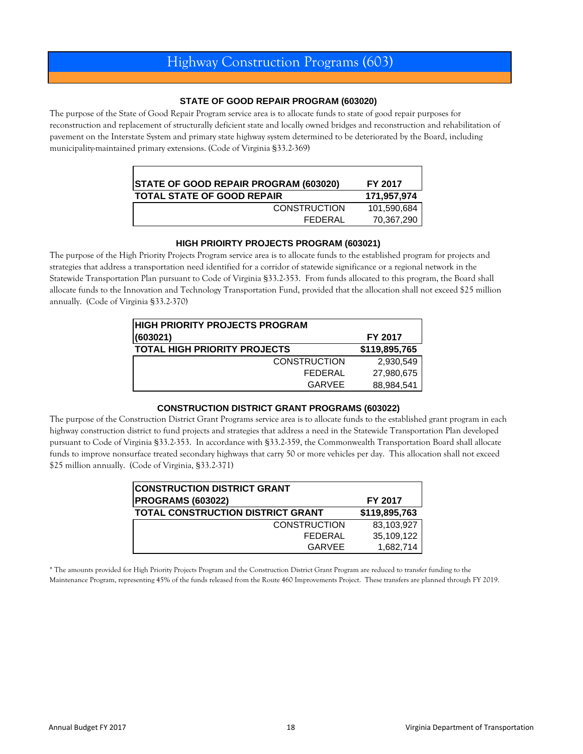# Highway Construction Programs (603)

### STATE OF GOOD REPAIR PROGRAM (603020)

The purpose of the State of Good Repair Program service area is to allocate funds to state of good repair purposes for reconstruction and replacement of structurally deficient state and locally owned bridges and reconstruction and rehabilitation of pavement on the Interstate System and primary state highway system determined to be deteriorated by the Board, including municipality-maintained primary extensions. (Code of Virginia §33.2-369)

| STATE OF GOOD REPAIR PROGRAM (603020) | FY 2017 |
|---|---|
| **TOTAL STATE OF GOOD REPAIR** | **171,957,974** |
| CONSTRUCTION | 101,590,684 |
| FEDERAL | 70,367,290 |

### HIGH PRIOIRTY PROJECTS PROGRAM (603021)

The purpose of the High Priority Projects Program service area is to allocate funds to the established program for projects and strategies that address a transportation need identified for a corridor of statewide significance or a regional network in the Statewide Transportation Plan pursuant to Code of Virginia §33.2-353. From funds allocated to this program, the Board shall allocate funds to the Innovation and Technology Transportation Fund, provided that the allocation shall not exceed $25 million annually. (Code of Virginia §33.2-370)

| HIGH PRIORITY PROJECTS PROGRAM (603021) | FY 2017 |
|---|---|
| **TOTAL HIGH PRIORITY PROJECTS** | **$119,895,765** |
| CONSTRUCTION | 2,930,549 |
| FEDERAL | 27,980,675 |
| GARVEE | 88,984,541 |

### CONSTRUCTION DISTRICT GRANT PROGRAMS (603022)

The purpose of the Construction District Grant Programs service area is to allocate funds to the established grant program in each highway construction district to fund projects and strategies that address a need in the Statewide Transportation Plan developed pursuant to Code of Virginia §33.2-353. In accordance with §33.2-359, the Commonwealth Transportation Board shall allocate funds to improve nonsurface treated secondary highways that carry 50 or more vehicles per day. This allocation shall not exceed $25 million annually. (Code of Virginia, §33.2-371)

| CONSTRUCTION DISTRICT GRANT PROGRAMS (603022) | FY 2017 |
|---|---|
| **TOTAL CONSTRUCTION DISTRICT GRANT** | **$119,895,763** |
| CONSTRUCTION | 83,103,927 |
| FEDERAL | 35,109,122 |
| GARVEE | 1,682,714 |

* The amounts provided for High Priority Projects Program and the Construction District Grant Program are reduced to transfer funding to the Maintenance Program, representing 45% of the funds released from the Route 460 Improvements Project. These transfers are planned through FY 2019.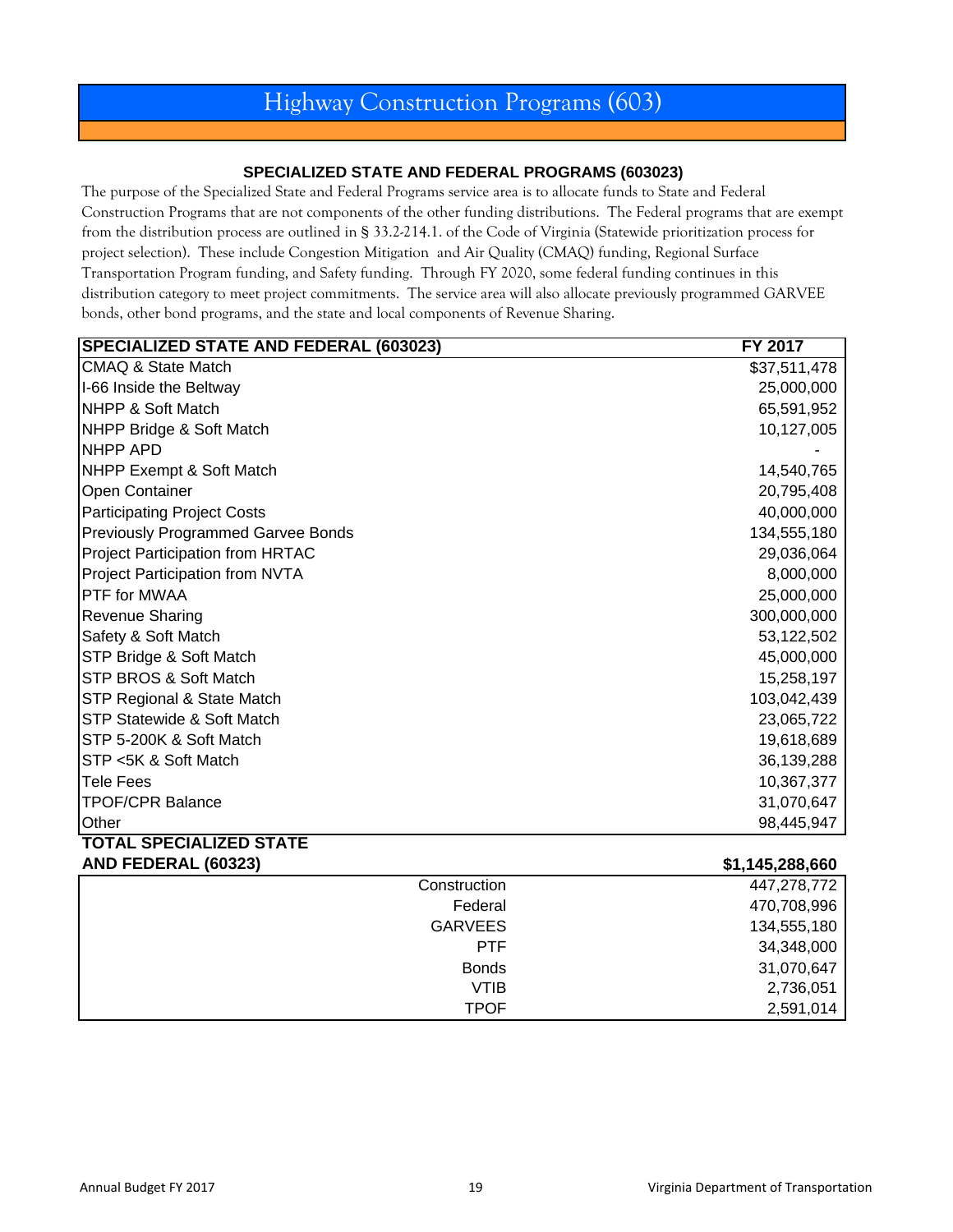# Highway Construction Programs (603)

### SPECIALIZED STATE AND FEDERAL PROGRAMS (603023)

The purpose of the Specialized State and Federal Programs service area is to allocate funds to State and Federal Construction Programs that are not components of the other funding distributions. The Federal programs that are exempt from the distribution process are outlined in § 33.2-214.1. of the Code of Virginia (Statewide prioritization process for project selection). These include Congestion Mitigation and Air Quality (CMAQ) funding, Regional Surface Transportation Program funding, and Safety funding. Through FY 2020, some federal funding continues in this distribution category to meet project commitments. The service area will also allocate previously programmed GARVEE bonds, other bond programs, and the state and local components of Revenue Sharing.

| SPECIALIZED STATE AND FEDERAL (603023) | FY 2017 |
|---|---|
| CMAQ & State Match | $37,511,478 |
| I-66 Inside the Beltway | 25,000,000 |
| NHPP & Soft Match | 65,591,952 |
| NHPP Bridge & Soft Match | 10,127,005 |
| NHPP APD | - |
| NHPP Exempt & Soft Match | 14,540,765 |
| Open Container | 20,795,408 |
| Participating Project Costs | 40,000,000 |
| Previously Programmed Garvee Bonds | 134,555,180 |
| Project Participation from HRTAC | 29,036,064 |
| Project Participation from NVTA | 8,000,000 |
| PTF for MWAA | 25,000,000 |
| Revenue Sharing | 300,000,000 |
| Safety & Soft Match | 53,122,502 |
| STP Bridge & Soft Match | 45,000,000 |
| STP BROS & Soft Match | 15,258,197 |
| STP Regional & State Match | 103,042,439 |
| STP Statewide & Soft Match | 23,065,722 |
| STP 5-200K & Soft Match | 19,618,689 |
| STP <5K & Soft Match | 36,139,288 |
| Tele Fees | 10,367,377 |
| TPOF/CPR Balance | 31,070,647 |
| Other | 98,445,947 |
| **TOTAL SPECIALIZED STATE AND FEDERAL (60323)** | **$1,145,288,660** |
| Construction | 447,278,772 |
| Federal | 470,708,996 |
| GARVEES | 134,555,180 |
| PTF | 34,348,000 |
| Bonds | 31,070,647 |
| VTIB | 2,736,051 |
| TPOF | 2,591,014 |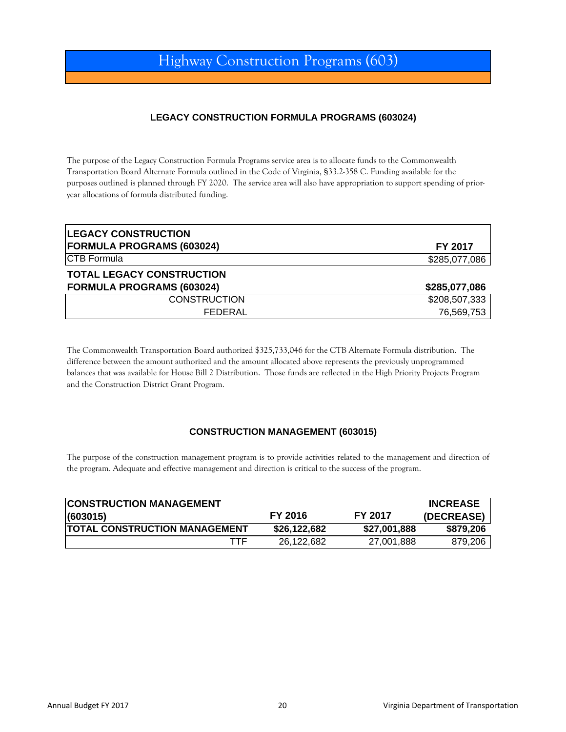# Highway Construction Programs (603)

### LEGACY CONSTRUCTION FORMULA PROGRAMS (603024)

The purpose of the Legacy Construction Formula Programs service area is to allocate funds to the Commonwealth Transportation Board Alternate Formula outlined in the Code of Virginia, §33.2-358 C. Funding available for the purposes outlined is planned through FY 2020. The service area will also have appropriation to support spending of prior-year allocations of formula distributed funding.

| LEGACY CONSTRUCTION FORMULA PROGRAMS (603024) | FY 2017 |
|---|---|
| CTB Formula | $285,077,086 |
| **TOTAL LEGACY CONSTRUCTION FORMULA PROGRAMS (603024)** | **$285,077,086** |
| CONSTRUCTION | $208,507,333 |
| FEDERAL | 76,569,753 |

The Commonwealth Transportation Board authorized $325,733,046 for the CTB Alternate Formula distribution. The difference between the amount authorized and the amount allocated above represents the previously unprogrammed balances that was available for House Bill 2 Distribution. Those funds are reflected in the High Priority Projects Program and the Construction District Grant Program.

### CONSTRUCTION MANAGEMENT (603015)

The purpose of the construction management program is to provide activities related to the management and direction of the program. Adequate and effective management and direction is critical to the success of the program.

| CONSTRUCTION MANAGEMENT (603015) | FY 2016 | FY 2017 | INCREASE (DECREASE) |
|---|---|---|---|
| **TOTAL CONSTRUCTION MANAGEMENT** | **$26,122,682** | **$27,001,888** | **$879,206** |
| TTF | 26,122,682 | 27,001,888 | 879,206 |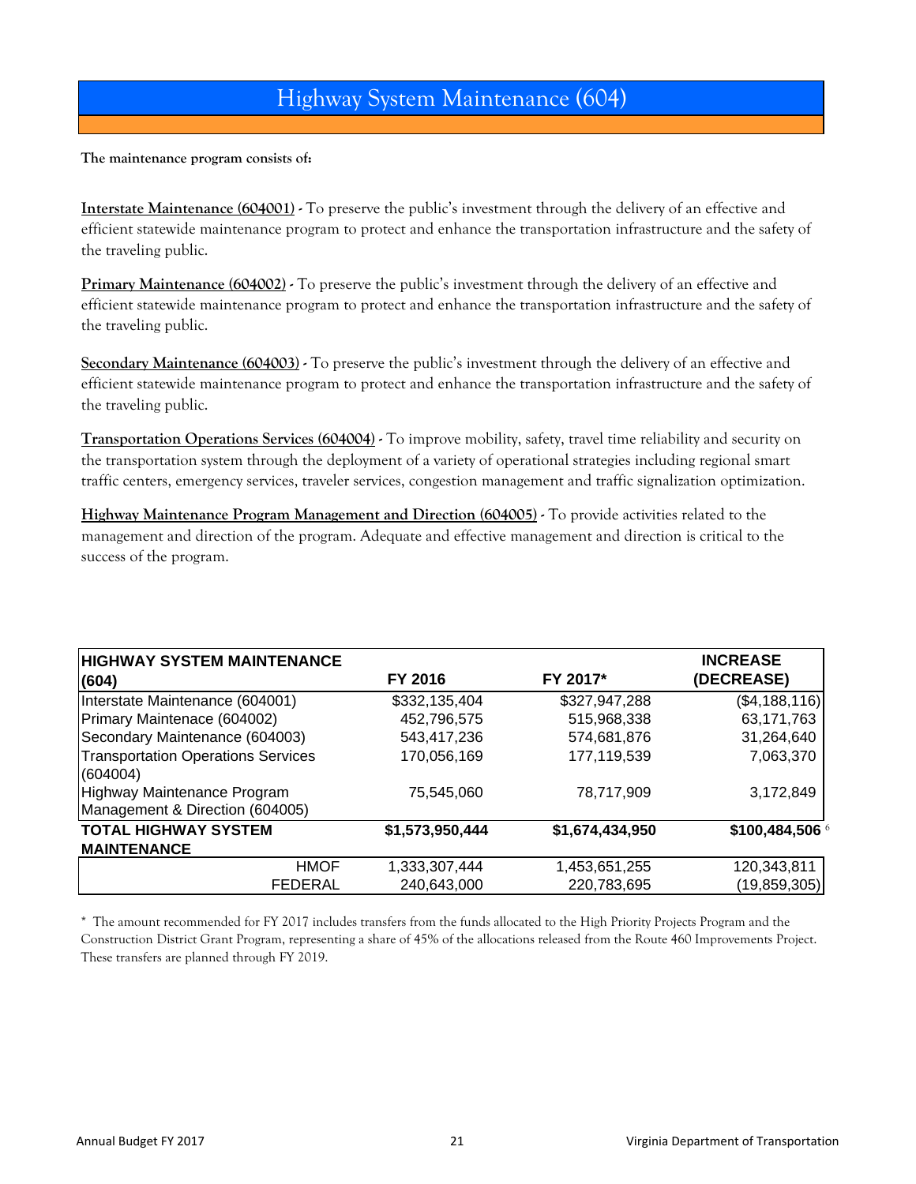# Highway System Maintenance (604)

**The maintenance program consists of:**

**Interstate Maintenance (604001)** - To preserve the public's investment through the delivery of an effective and efficient statewide maintenance program to protect and enhance the transportation infrastructure and the safety of the traveling public.

**Primary Maintenance (604002)** - To preserve the public's investment through the delivery of an effective and efficient statewide maintenance program to protect and enhance the transportation infrastructure and the safety of the traveling public.

**Secondary Maintenance (604003)** - To preserve the public's investment through the delivery of an effective and efficient statewide maintenance program to protect and enhance the transportation infrastructure and the safety of the traveling public.

**Transportation Operations Services (604004)** - To improve mobility, safety, travel time reliability and security on the transportation system through the deployment of a variety of operational strategies including regional smart traffic centers, emergency services, traveler services, congestion management and traffic signalization optimization.

**Highway Maintenance Program Management and Direction (604005)** - To provide activities related to the management and direction of the program. Adequate and effective management and direction is critical to the success of the program.

| HIGHWAY SYSTEM MAINTENANCE (604) | FY 2016 | FY 2017* | INCREASE (DECREASE) |
|---|---|---|---|
| Interstate Maintenance (604001) | $332,135,404 | $327,947,288 | ($4,188,116) |
| Primary Maintenace (604002) | 452,796,575 | 515,968,338 | 63,171,763 |
| Secondary Maintenance (604003) | 543,417,236 | 574,681,876 | 31,264,640 |
| Transportation Operations Services (604004) | 170,056,169 | 177,119,539 | 7,063,370 |
| Highway Maintenance Program Management & Direction (604005) | 75,545,060 | 78,717,909 | 3,172,849 |
| **TOTAL HIGHWAY SYSTEM MAINTENANCE** | **$1,573,950,444** | **$1,674,434,950** | **$100,484,506** [6] |
| HMOF | 1,333,307,444 | 1,453,651,255 | 120,343,811 |
| FEDERAL | 240,643,000 | 220,783,695 | (19,859,305) |

* The amount recommended for FY 2017 includes transfers from the funds allocated to the High Priority Projects Program and the Construction District Grant Program, representing a share of 45% of the allocations released from the Route 460 Improvements Project. These transfers are planned through FY 2019.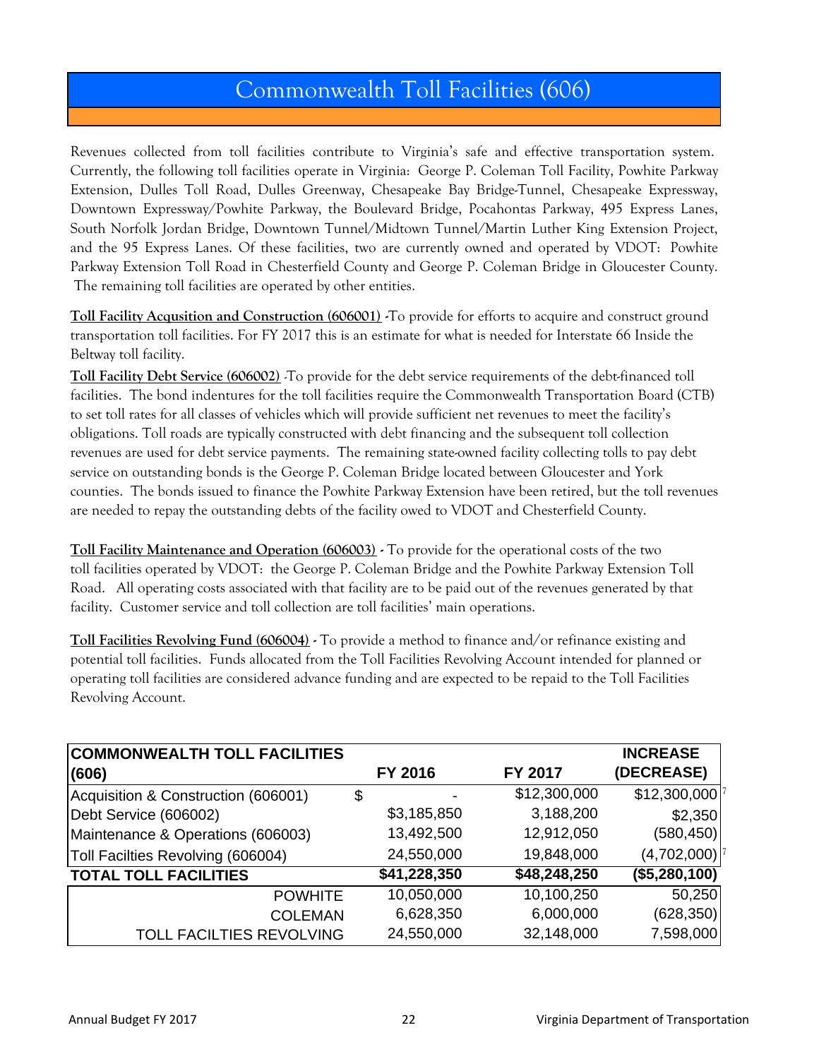# Commonwealth Toll Facilities (606)

Revenues collected from toll facilities contribute to Virginia's safe and effective transportation system. Currently, the following toll facilities operate in Virginia: George P. Coleman Toll Facility, Powhite Parkway Extension, Dulles Toll Road, Dulles Greenway, Chesapeake Bay Bridge-Tunnel, Chesapeake Expressway, Downtown Expressway/Powhite Parkway, the Boulevard Bridge, Pocahontas Parkway, 495 Express Lanes, South Norfolk Jordan Bridge, Downtown Tunnel/Midtown Tunnel/Martin Luther King Extension Project, and the 95 Express Lanes. Of these facilities, two are currently owned and operated by VDOT: Powhite Parkway Extension Toll Road in Chesterfield County and George P. Coleman Bridge in Gloucester County. The remaining toll facilities are operated by other entities.

**Toll Facility Acqusition and Construction (606001)** -To provide for efforts to acquire and construct ground transportation toll facilities. For FY 2017 this is an estimate for what is needed for Interstate 66 Inside the Beltway toll facility.

**Toll Facility Debt Service (606002)** -To provide for the debt service requirements of the debt-financed toll facilities. The bond indentures for the toll facilities require the Commonwealth Transportation Board (CTB) to set toll rates for all classes of vehicles which will provide sufficient net revenues to meet the facility's obligations. Toll roads are typically constructed with debt financing and the subsequent toll collection revenues are used for debt service payments. The remaining state-owned facility collecting tolls to pay debt service on outstanding bonds is the George P. Coleman Bridge located between Gloucester and York counties. The bonds issued to finance the Powhite Parkway Extension have been retired, but the toll revenues are needed to repay the outstanding debts of the facility owed to VDOT and Chesterfield County.

**Toll Facility Maintenance and Operation (606003)** - To provide for the operational costs of the two toll facilities operated by VDOT: the George P. Coleman Bridge and the Powhite Parkway Extension Toll Road. All operating costs associated with that facility are to be paid out of the revenues generated by that facility. Customer service and toll collection are toll facilities' main operations.

**Toll Facilities Revolving Fund (606004)** - To provide a method to finance and/or refinance existing and potential toll facilities. Funds allocated from the Toll Facilities Revolving Account intended for planned or operating toll facilities are considered advance funding and are expected to be repaid to the Toll Facilities Revolving Account.

| COMMONWEALTH TOLL FACILITIES (606) | FY 2016 | FY 2017 | INCREASE (DECREASE) |
|---|---|---|---|
| Acquisition & Construction (606001) | $ - | $12,300,000 | $12,300,000 |
| Debt Service (606002) | $3,185,850 | 3,188,200 | $2,350 |
| Maintenance & Operations (606003) | 13,492,500 | 12,912,050 | (580,450) |
| Toll Facilties Revolving (606004) | 24,550,000 | 19,848,000 | (4,702,000) |
| **TOTAL TOLL FACILITIES** | **$41,228,350** | **$48,248,250** | **($5,280,100)** |
| POWHITE | 10,050,000 | 10,100,250 | 50,250 |
| COLEMAN | 6,628,350 | 6,000,000 | (628,350) |
| TOLL FACILTIES REVOLVING | 24,550,000 | 32,148,000 | 7,598,000 |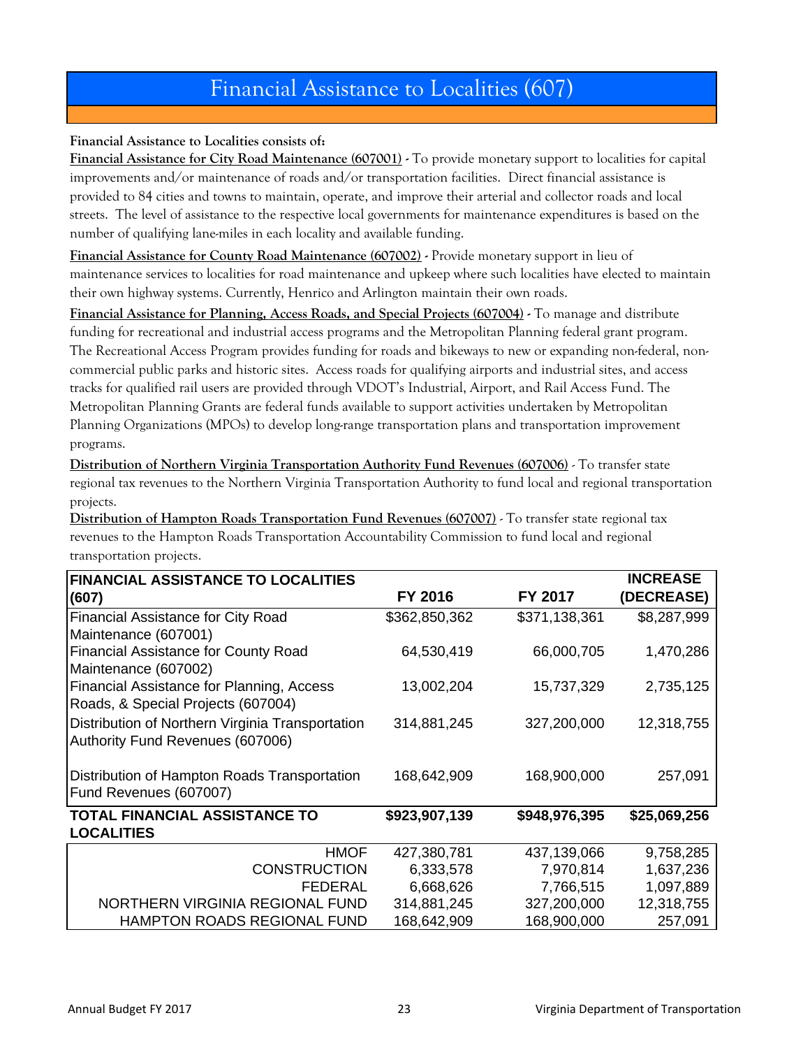# Financial Assistance to Localities (607)

**Financial Assistance to Localities consists of:**

**Financial Assistance for City Road Maintenance (607001)** - To provide monetary support to localities for capital improvements and/or maintenance of roads and/or transportation facilities. Direct financial assistance is provided to 84 cities and towns to maintain, operate, and improve their arterial and collector roads and local streets. The level of assistance to the respective local governments for maintenance expenditures is based on the number of qualifying lane-miles in each locality and available funding.

**Financial Assistance for County Road Maintenance (607002)** - Provide monetary support in lieu of maintenance services to localities for road maintenance and upkeep where such localities have elected to maintain their own highway systems. Currently, Henrico and Arlington maintain their own roads.

**Financial Assistance for Planning, Access Roads, and Special Projects (607004)** - To manage and distribute funding for recreational and industrial access programs and the Metropolitan Planning federal grant program. The Recreational Access Program provides funding for roads and bikeways to new or expanding non-federal, non-commercial public parks and historic sites. Access roads for qualifying airports and industrial sites, and access tracks for qualified rail users are provided through VDOT's Industrial, Airport, and Rail Access Fund. The Metropolitan Planning Grants are federal funds available to support activities undertaken by Metropolitan Planning Organizations (MPOs) to develop long-range transportation plans and transportation improvement programs.

**Distribution of Northern Virginia Transportation Authority Fund Revenues (607006)** - To transfer state regional tax revenues to the Northern Virginia Transportation Authority to fund local and regional transportation projects.

**Distribution of Hampton Roads Transportation Fund Revenues (607007)** - To transfer state regional tax revenues to the Hampton Roads Transportation Accountability Commission to fund local and regional transportation projects.

| FINANCIAL ASSISTANCE TO LOCALITIES (607) | FY 2016 | FY 2017 | INCREASE (DECREASE) |
|---|---|---|---|
| Financial Assistance for City Road Maintenance (607001) | $362,850,362 | $371,138,361 | $8,287,999 |
| Financial Assistance for County Road Maintenance (607002) | 64,530,419 | 66,000,705 | 1,470,286 |
| Financial Assistance for Planning, Access Roads, & Special Projects (607004) | 13,002,204 | 15,737,329 | 2,735,125 |
| Distribution of Northern Virginia Transportation Authority Fund Revenues (607006) | 314,881,245 | 327,200,000 | 12,318,755 |
| Distribution of Hampton Roads Transportation Fund Revenues (607007) | 168,642,909 | 168,900,000 | 257,091 |
| **TOTAL FINANCIAL ASSISTANCE TO LOCALITIES** | **$923,907,139** | **$948,976,395** | **$25,069,256** |
| HMOF | 427,380,781 | 437,139,066 | 9,758,285 |
| CONSTRUCTION | 6,333,578 | 7,970,814 | 1,637,236 |
| FEDERAL | 6,668,626 | 7,766,515 | 1,097,889 |
| NORTHERN VIRGINIA REGIONAL FUND | 314,881,245 | 327,200,000 | 12,318,755 |
| HAMPTON ROADS REGIONAL FUND | 168,642,909 | 168,900,000 | 257,091 |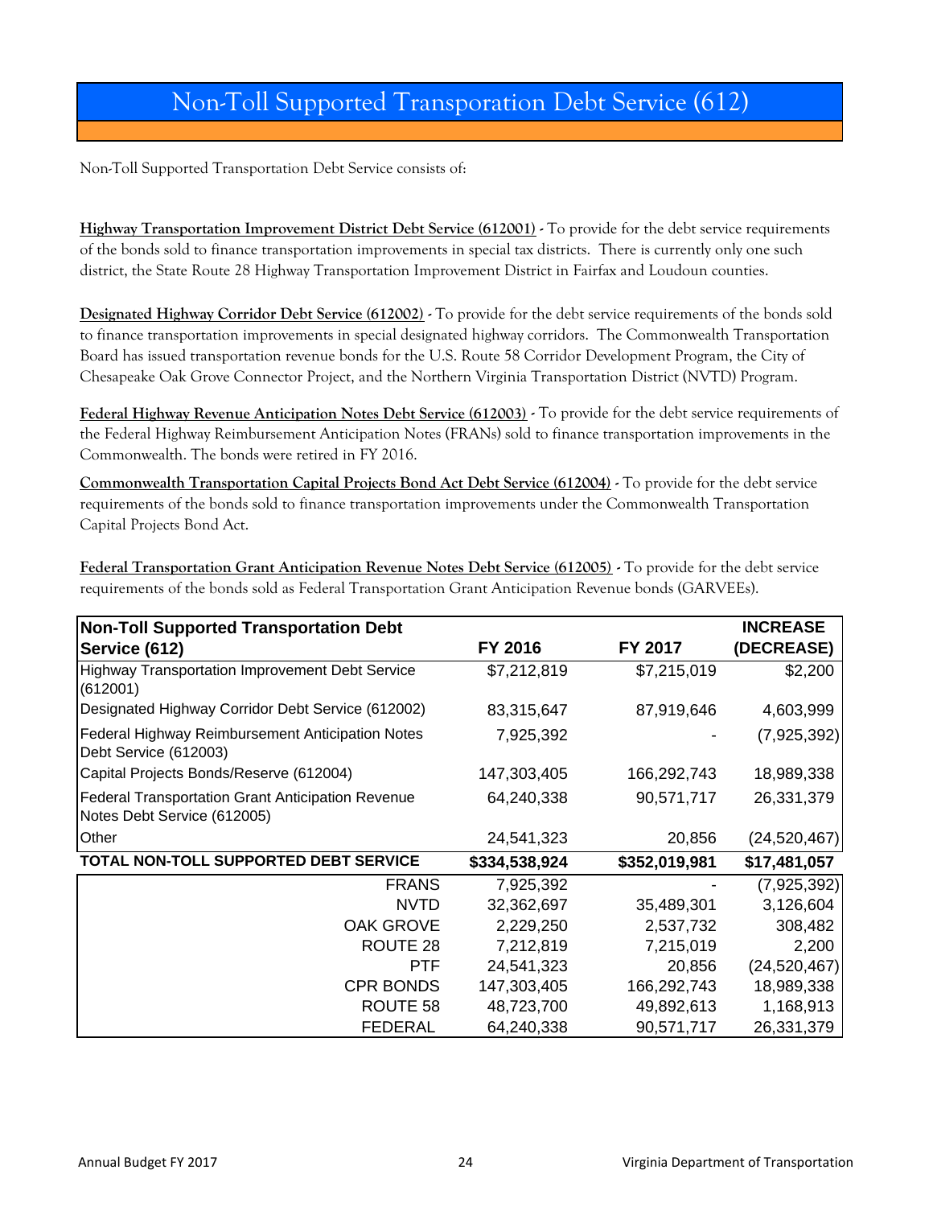# Non-Toll Supported Transporation Debt Service (612)

Non-Toll Supported Transportation Debt Service consists of:

**Highway Transportation Improvement District Debt Service (612001)** - To provide for the debt service requirements of the bonds sold to finance transportation improvements in special tax districts. There is currently only one such district, the State Route 28 Highway Transportation Improvement District in Fairfax and Loudoun counties.

**Designated Highway Corridor Debt Service (612002)** - To provide for the debt service requirements of the bonds sold to finance transportation improvements in special designated highway corridors. The Commonwealth Transportation Board has issued transportation revenue bonds for the U.S. Route 58 Corridor Development Program, the City of Chesapeake Oak Grove Connector Project, and the Northern Virginia Transportation District (NVTD) Program.

**Federal Highway Revenue Anticipation Notes Debt Service (612003)** - To provide for the debt service requirements of the Federal Highway Reimbursement Anticipation Notes (FRANs) sold to finance transportation improvements in the Commonwealth. The bonds were retired in FY 2016.

**Commonwealth Transportation Capital Projects Bond Act Debt Service (612004)** - To provide for the debt service requirements of the bonds sold to finance transportation improvements under the Commonwealth Transportation Capital Projects Bond Act.

**Federal Transportation Grant Anticipation Revenue Notes Debt Service (612005)** - To provide for the debt service requirements of the bonds sold as Federal Transportation Grant Anticipation Revenue bonds (GARVEEs).

| Non-Toll Supported Transportation Debt Service (612) | FY 2016 | FY 2017 | INCREASE (DECREASE) |
|---|---|---|---|
| Highway Transportation Improvement Debt Service (612001) | $7,212,819 | $7,215,019 | $2,200 |
| Designated Highway Corridor Debt Service (612002) | 83,315,647 | 87,919,646 | 4,603,999 |
| Federal Highway Reimbursement Anticipation Notes Debt Service (612003) | 7,925,392 | - | (7,925,392) |
| Capital Projects Bonds/Reserve (612004) | 147,303,405 | 166,292,743 | 18,989,338 |
| Federal Transportation Grant Anticipation Revenue Notes Debt Service (612005) | 64,240,338 | 90,571,717 | 26,331,379 |
| Other | 24,541,323 | 20,856 | (24,520,467) |
| **TOTAL NON-TOLL SUPPORTED DEBT SERVICE** | **$334,538,924** | **$352,019,981** | **$17,481,057** |
| FRANS | 7,925,392 | - | (7,925,392) |
| NVTD | 32,362,697 | 35,489,301 | 3,126,604 |
| OAK GROVE | 2,229,250 | 2,537,732 | 308,482 |
| ROUTE 28 | 7,212,819 | 7,215,019 | 2,200 |
| PTF | 24,541,323 | 20,856 | (24,520,467) |
| CPR BONDS | 147,303,405 | 166,292,743 | 18,989,338 |
| ROUTE 58 | 48,723,700 | 49,892,613 | 1,168,913 |
| FEDERAL | 64,240,338 | 90,571,717 | 26,331,379 |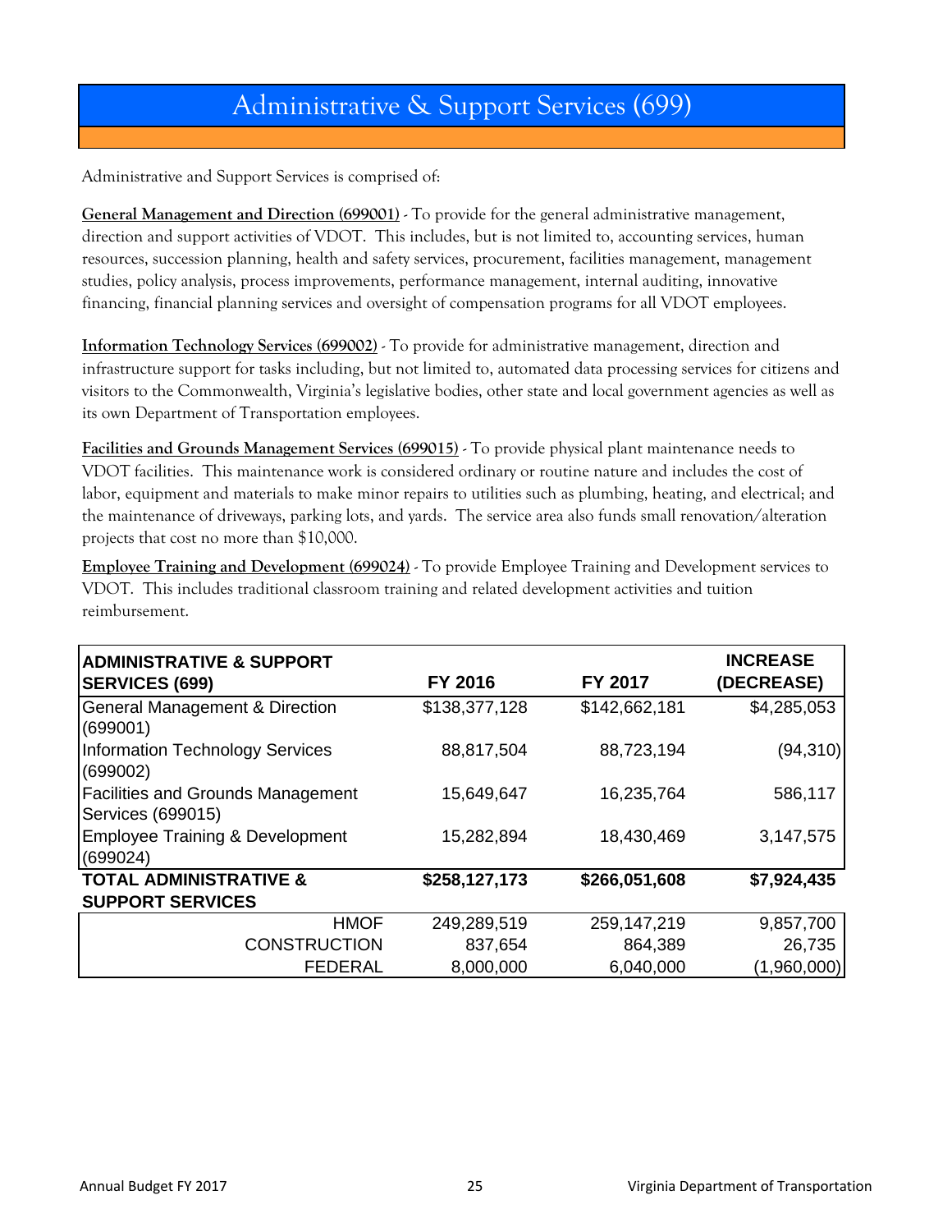# Administrative & Support Services (699)

Administrative and Support Services is comprised of:

**General Management and Direction (699001)** - To provide for the general administrative management, direction and support activities of VDOT. This includes, but is not limited to, accounting services, human resources, succession planning, health and safety services, procurement, facilities management, management studies, policy analysis, process improvements, performance management, internal auditing, innovative financing, financial planning services and oversight of compensation programs for all VDOT employees.

**Information Technology Services (699002)** - To provide for administrative management, direction and infrastructure support for tasks including, but not limited to, automated data processing services for citizens and visitors to the Commonwealth, Virginia's legislative bodies, other state and local government agencies as well as its own Department of Transportation employees.

**Facilities and Grounds Management Services (699015)** - To provide physical plant maintenance needs to VDOT facilities. This maintenance work is considered ordinary or routine nature and includes the cost of labor, equipment and materials to make minor repairs to utilities such as plumbing, heating, and electrical; and the maintenance of driveways, parking lots, and yards. The service area also funds small renovation/alteration projects that cost no more than $10,000.

**Employee Training and Development (699024)** - To provide Employee Training and Development services to VDOT. This includes traditional classroom training and related development activities and tuition reimbursement.

| ADMINISTRATIVE & SUPPORT SERVICES (699) | FY 2016 | FY 2017 | INCREASE (DECREASE) |
|---|---|---|---|
| General Management & Direction (699001) | $138,377,128 | $142,662,181 | $4,285,053 |
| Information Technology Services (699002) | 88,817,504 | 88,723,194 | (94,310) |
| Facilities and Grounds Management Services (699015) | 15,649,647 | 16,235,764 | 586,117 |
| Employee Training & Development (699024) | 15,282,894 | 18,430,469 | 3,147,575 |
| **TOTAL ADMINISTRATIVE & SUPPORT SERVICES** | **$258,127,173** | **$266,051,608** | **$7,924,435** |
| HMOF | 249,289,519 | 259,147,219 | 9,857,700 |
| CONSTRUCTION | 837,654 | 864,389 | 26,735 |
| FEDERAL | 8,000,000 | 6,040,000 | (1,960,000) |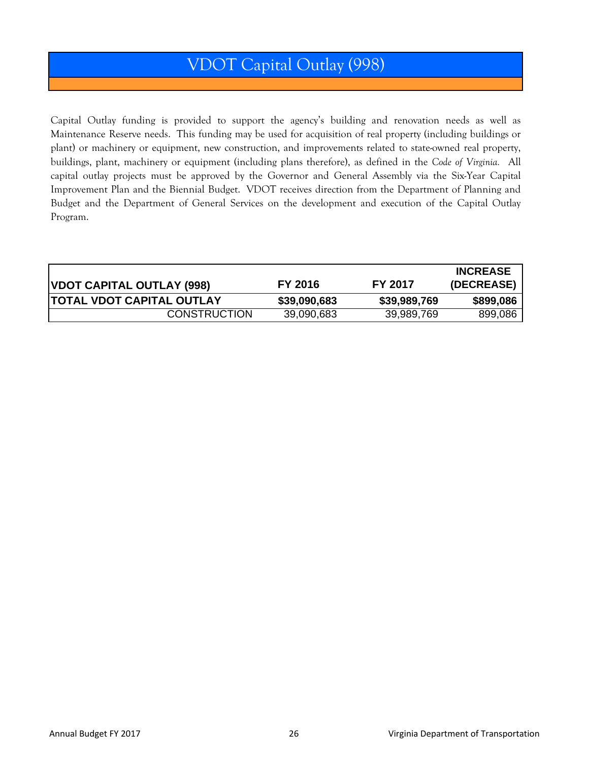# VDOT Capital Outlay (998)

Capital Outlay funding is provided to support the agency's building and renovation needs as well as Maintenance Reserve needs. This funding may be used for acquisition of real property (including buildings or plant) or machinery or equipment, new construction, and improvements related to state-owned real property, buildings, plant, machinery or equipment (including plans therefore), as defined in the *Code of Virginia.* All capital outlay projects must be approved by the Governor and General Assembly via the Six-Year Capital Improvement Plan and the Biennial Budget. VDOT receives direction from the Department of Planning and Budget and the Department of General Services on the development and execution of the Capital Outlay Program.

| VDOT CAPITAL OUTLAY (998) | FY 2016 | FY 2017 | INCREASE (DECREASE) |
|---|---|---|---|
| **TOTAL VDOT CAPITAL OUTLAY** | **$39,090,683** | **$39,989,769** | **$899,086** |
| CONSTRUCTION | 39,090,683 | 39,989,769 | 899,086 |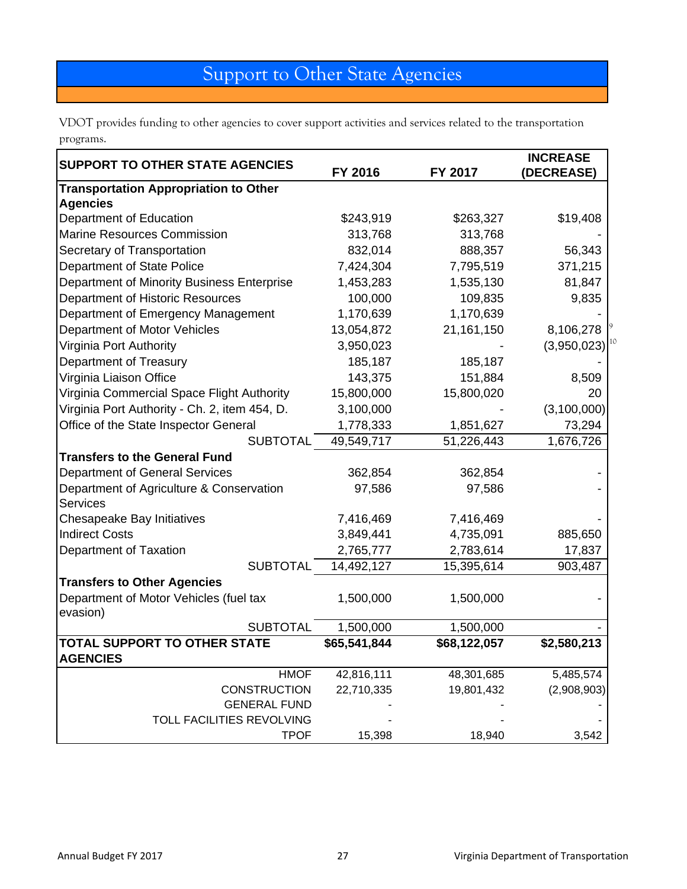# Support to Other State Agencies

VDOT provides funding to other agencies to cover support activities and services related to the transportation programs.

| SUPPORT TO OTHER STATE AGENCIES | FY 2016 | FY 2017 | INCREASE (DECREASE) |
|---|---|---|---|
| **Transportation Appropriation to Other Agencies** | | | |
| Department of Education | $243,919 | $263,327 | $19,408 |
| Marine Resources Commission | 313,768 | 313,768 | - |
| Secretary of Transportation | 832,014 | 888,357 | 56,343 |
| Department of State Police | 7,424,304 | 7,795,519 | 371,215 |
| Department of Minority Business Enterprise | 1,453,283 | 1,535,130 | 81,847 |
| Department of Historic Resources | 100,000 | 109,835 | 9,835 |
| Department of Emergency Management | 1,170,639 | 1,170,639 | - |
| Department of Motor Vehicles | 13,054,872 | 21,161,150 | 8,106,278 [9] |
| Virginia Port Authority | 3,950,023 | - | (3,950,023) [10] |
| Department of Treasury | 185,187 | 185,187 | - |
| Virginia Liaison Office | 143,375 | 151,884 | 8,509 |
| Virginia Commercial Space Flight Authority | 15,800,000 | 15,800,020 | 20 |
| Virginia Port Authority - Ch. 2, item 454, D. | 3,100,000 | - | (3,100,000) |
| Office of the State Inspector General | 1,778,333 | 1,851,627 | 73,294 |
| SUBTOTAL | 49,549,717 | 51,226,443 | 1,676,726 |
| **Transfers to the General Fund** | | | |
| Department of General Services | 362,854 | 362,854 | - |
| Department of Agriculture & Conservation Services | 97,586 | 97,586 | - |
| Chesapeake Bay Initiatives | 7,416,469 | 7,416,469 | - |
| Indirect Costs | 3,849,441 | 4,735,091 | 885,650 |
| Department of Taxation | 2,765,777 | 2,783,614 | 17,837 |
| SUBTOTAL | 14,492,127 | 15,395,614 | 903,487 |
| **Transfers to Other Agencies** | | | |
| Department of Motor Vehicles (fuel tax evasion) | 1,500,000 | 1,500,000 | - |
| SUBTOTAL | 1,500,000 | 1,500,000 | - |
| **TOTAL SUPPORT TO OTHER STATE AGENCIES** | **$65,541,844** | **$68,122,057** | **$2,580,213** |
| HMOF | 42,816,111 | 48,301,685 | 5,485,574 |
| CONSTRUCTION | 22,710,335 | 19,801,432 | (2,908,903) |
| GENERAL FUND | - | - | - |
| TOLL FACILITIES REVOLVING | - | - | - |
| TPOF | 15,398 | 18,940 | 3,542 |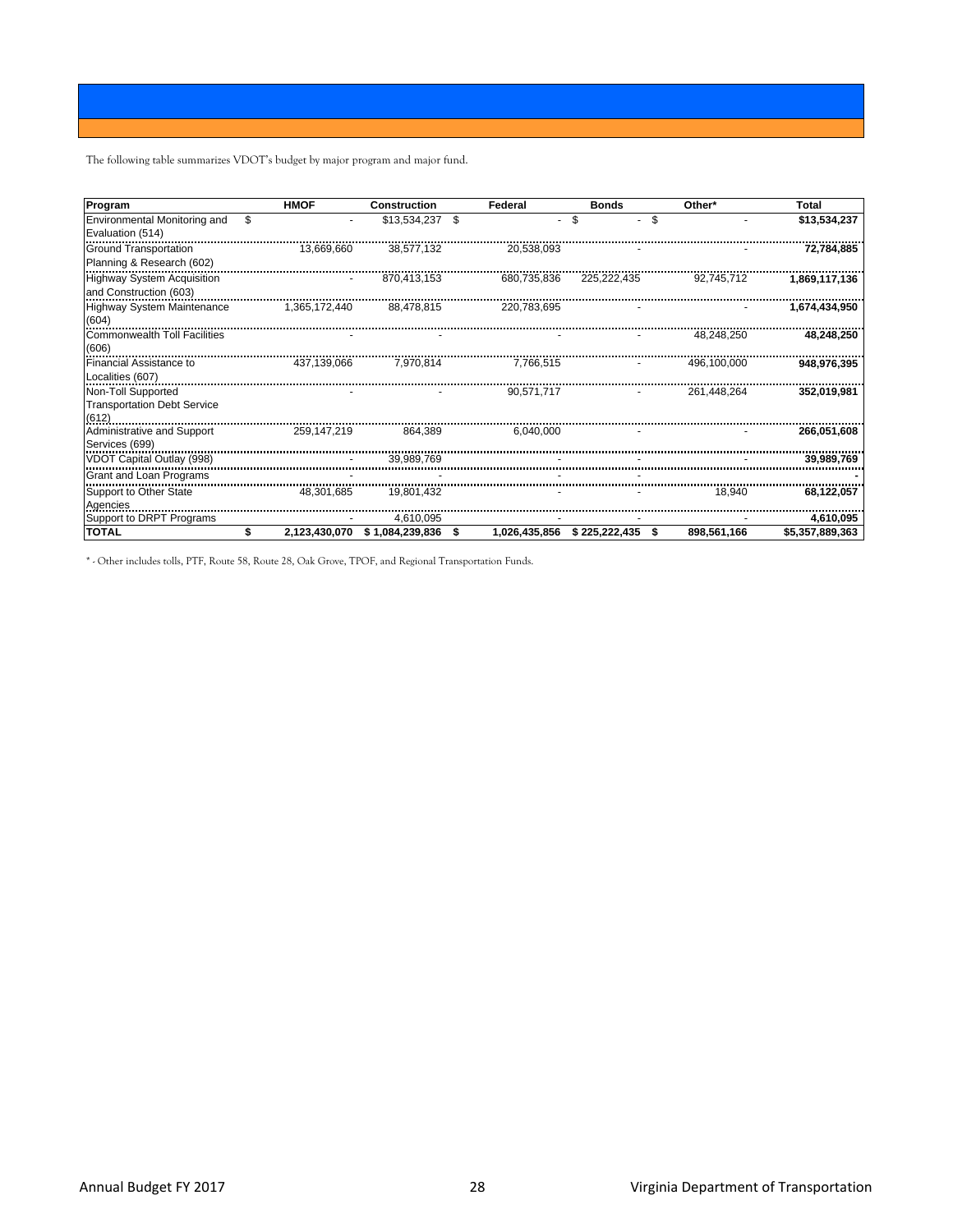The following table summarizes VDOT's budget by major program and major fund.

| Program | HMOF | Construction | Federal | Bonds | Other* | Total |
|---|---|---|---|---|---|---|
| Environmental Monitoring and Evaluation (514) | $ - | $13,534,237 | $ - | $ - | $ - | $13,534,237 |
| Ground Transportation Planning & Research (602) | 13,669,660 | 38,577,132 | 20,538,093 | - | - | 72,784,885 |
| Highway System Acquisition and Construction (603) | - | 870,413,153 | 680,735,836 | 225,222,435 | 92,745,712 | 1,869,117,136 |
| Highway System Maintenance (604) | 1,365,172,440 | 88,478,815 | 220,783,695 | - | - | 1,674,434,950 |
| Commonwealth Toll Facilities (606) | - | - | - | - | 48,248,250 | 48,248,250 |
| Financial Assistance to Localities (607) | 437,139,066 | 7,970,814 | 7,766,515 | - | 496,100,000 | 948,976,395 |
| Non-Toll Supported Transportation Debt Service (612) | - | - | 90,571,717 | - | 261,448,264 | 352,019,981 |
| Administrative and Support Services (699) | 259,147,219 | 864,389 | 6,040,000 | - | - | 266,051,608 |
| VDOT Capital Outlay (998) | - | 39,989,769 | - | - | - | 39,989,769 |
| Grant and Loan Programs | - | - | - | - | | - |
| Support to Other State Agencies | 48,301,685 | 19,801,432 | - | - | 18,940 | 68,122,057 |
| Support to DRPT Programs | - | 4,610,095 | - | - | - | 4,610,095 |
| **TOTAL** | **$ 2,123,430,070** | **$ 1,084,239,836** | **$ 1,026,435,856** | **$ 225,222,435** | **$ 898,561,166** | **$5,357,889,363** |

* - Other includes tolls, PTF, Route 58, Route 28, Oak Grove, TPOF, and Regional Transportation Funds.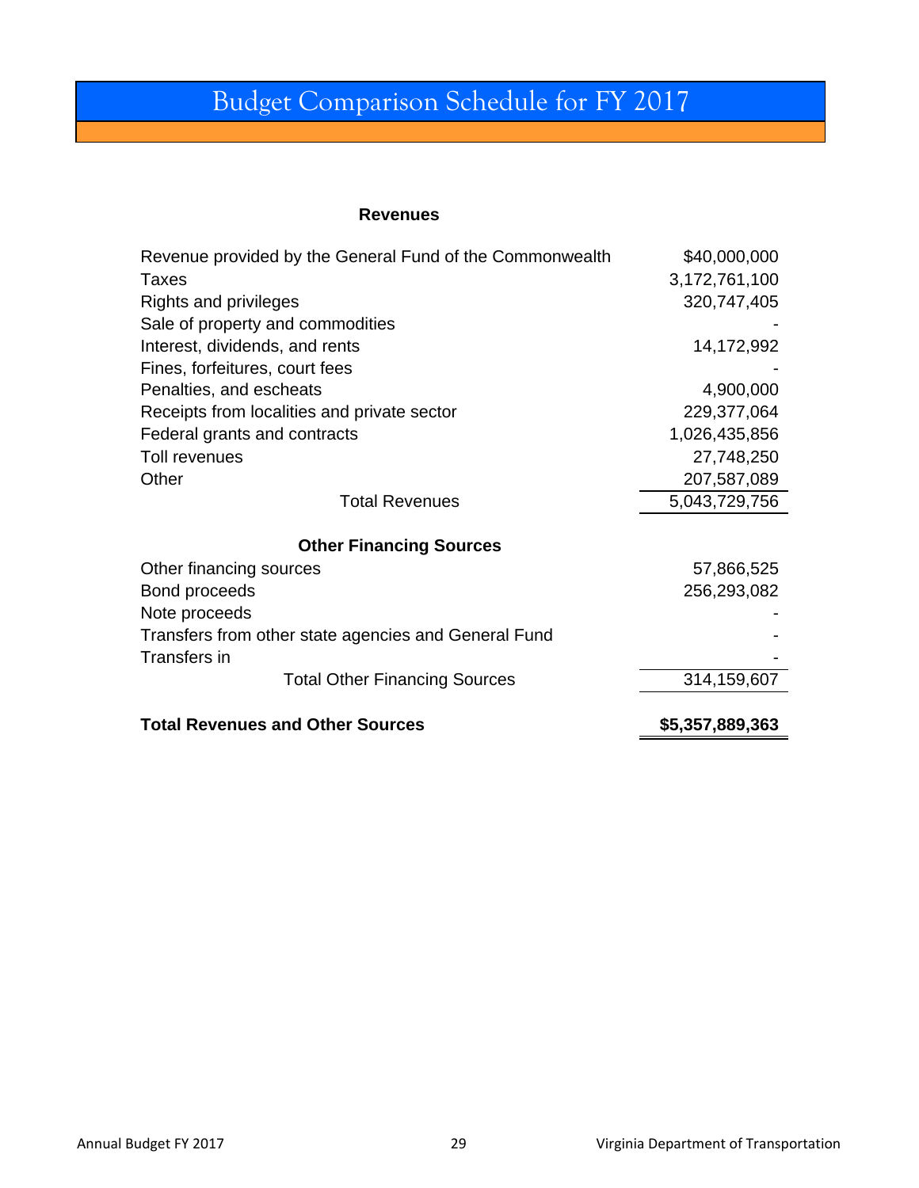# Budget Comparison Schedule for FY 2017

| **Revenues** | |
|---|---|
| Revenue provided by the General Fund of the Commonwealth | $40,000,000 |
| Taxes | 3,172,761,100 |
| Rights and privileges | 320,747,405 |
| Sale of property and commodities | - |
| Interest, dividends, and rents | 14,172,992 |
| Fines, forfeitures, court fees | - |
| Penalties, and escheats | 4,900,000 |
| Receipts from localities and private sector | 229,377,064 |
| Federal grants and contracts | 1,026,435,856 |
| Toll revenues | 27,748,250 |
| Other | 207,587,089 |
| Total Revenues | 5,043,729,756 |
| **Other Financing Sources** | |
| Other financing sources | 57,866,525 |
| Bond proceeds | 256,293,082 |
| Note proceeds | - |
| Transfers from other state agencies and General Fund | - |
| Transfers in | - |
| Total Other Financing Sources | 314,159,607 |
| **Total Revenues and Other Sources** | **$5,357,889,363** |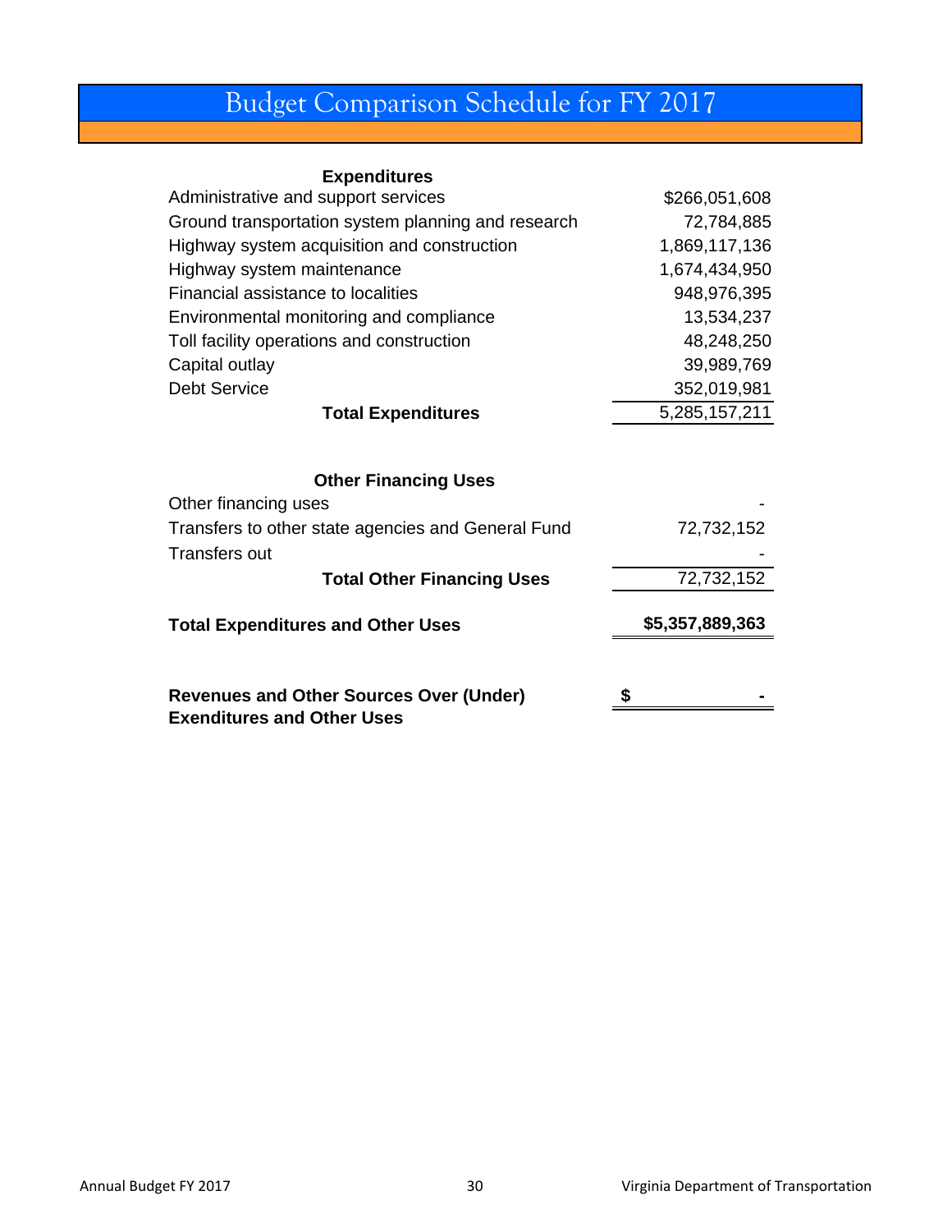# Budget Comparison Schedule for FY 2017

| **Expenditures** | |
|---|---|
| Administrative and support services | $266,051,608 |
| Ground transportation system planning and research | 72,784,885 |
| Highway system acquisition and construction | 1,869,117,136 |
| Highway system maintenance | 1,674,434,950 |
| Financial assistance to localities | 948,976,395 |
| Environmental monitoring and compliance | 13,534,237 |
| Toll facility operations and construction | 48,248,250 |
| Capital outlay | 39,989,769 |
| Debt Service | 352,019,981 |
| **Total Expenditures** | 5,285,157,211 |
| | |
| **Other Financing Uses** | |
| Other financing uses | - |
| Transfers to other state agencies and General Fund | 72,732,152 |
| Transfers out | - |
| **Total Other Financing Uses** | 72,732,152 |
| | |
| **Total Expenditures and Other Uses** | **$5,357,889,363** |
| | |
| **Revenues and Other Sources Over (Under) Exenditures and Other Uses** | **$ -** |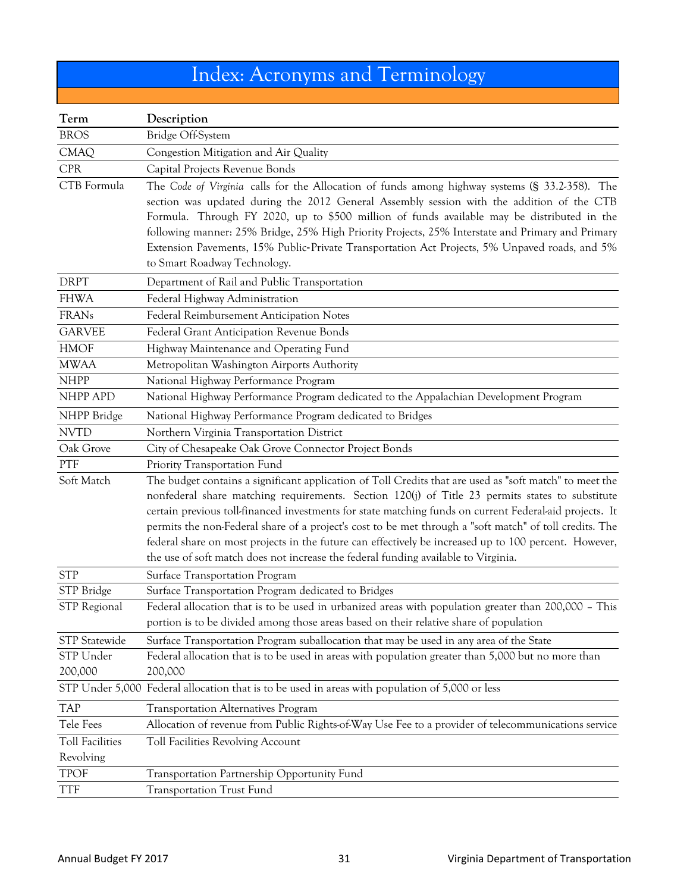# Index: Acronyms and Terminology

| Term | Description |
|---|---|
| BROS | Bridge Off-System |
| CMAQ | Congestion Mitigation and Air Quality |
| CPR | Capital Projects Revenue Bonds |
| CTB Formula | The *Code of Virginia* calls for the Allocation of funds among highway systems (§ 33.2-358). The section was updated during the 2012 General Assembly session with the addition of the CTB Formula. Through FY 2020, up to $500 million of funds available may be distributed in the following manner: 25% Bridge, 25% High Priority Projects, 25% Interstate and Primary and Primary Extension Pavements, 15% Public-Private Transportation Act Projects, 5% Unpaved roads, and 5% to Smart Roadway Technology. |
| DRPT | Department of Rail and Public Transportation |
| FHWA | Federal Highway Administration |
| FRANs | Federal Reimbursement Anticipation Notes |
| GARVEE | Federal Grant Anticipation Revenue Bonds |
| HMOF | Highway Maintenance and Operating Fund |
| MWAA | Metropolitan Washington Airports Authority |
| NHPP | National Highway Performance Program |
| NHPP APD | National Highway Performance Program dedicated to the Appalachian Development Program |
| NHPP Bridge | National Highway Performance Program dedicated to Bridges |
| NVTD | Northern Virginia Transportation District |
| Oak Grove | City of Chesapeake Oak Grove Connector Project Bonds |
| PTF | Priority Transportation Fund |
| Soft Match | The budget contains a significant application of Toll Credits that are used as "soft match" to meet the nonfederal share matching requirements. Section 120(j) of Title 23 permits states to substitute certain previous toll-financed investments for state matching funds on current Federal-aid projects. It permits the non-Federal share of a project's cost to be met through a "soft match" of toll credits. The federal share on most projects in the future can effectively be increased up to 100 percent. However, the use of soft match does not increase the federal funding available to Virginia. |
| STP | Surface Transportation Program |
| STP Bridge | Surface Transportation Program dedicated to Bridges |
| STP Regional | Federal allocation that is to be used in urbanized areas with population greater than 200,000 – This portion is to be divided among those areas based on their relative share of population |
| STP Statewide | Surface Transportation Program suballocation that may be used in any area of the State |
| STP Under 200,000 | Federal allocation that is to be used in areas with population greater than 5,000 but no more than 200,000 |
| STP Under 5,000 | Federal allocation that is to be used in areas with population of 5,000 or less |
| TAP | Transportation Alternatives Program |
| Tele Fees | Allocation of revenue from Public Rights-of-Way Use Fee to a provider of telecommunications service |
| Toll Facilities Revolving | Toll Facilities Revolving Account |
| TPOF | Transportation Partnership Opportunity Fund |
| TTF | Transportation Trust Fund |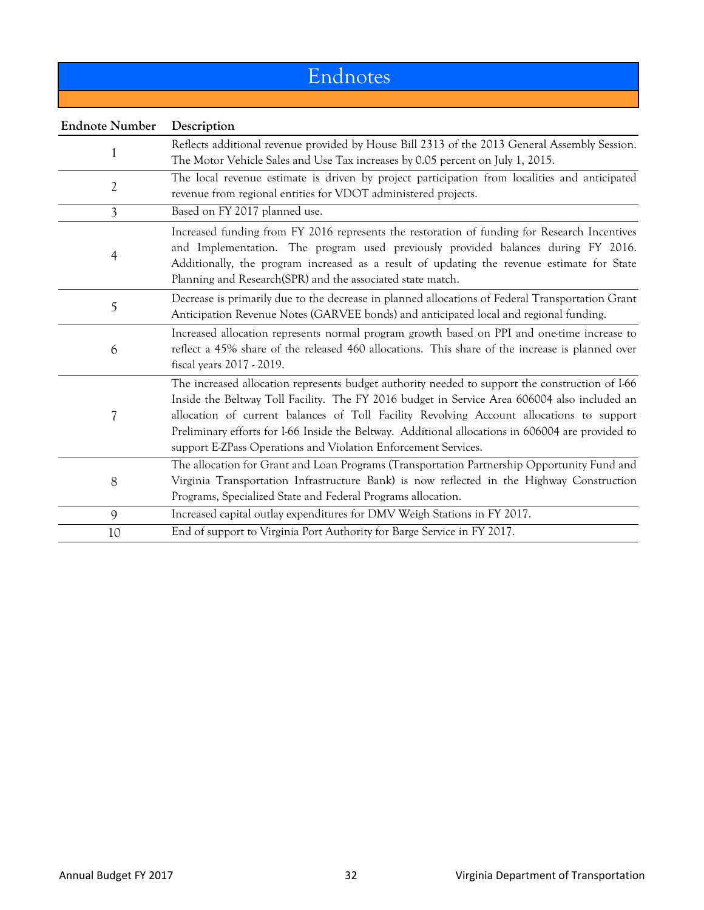# Endnotes

| Endnote Number | Description |
|---|---|
| 1 | Reflects additional revenue provided by House Bill 2313 of the 2013 General Assembly Session. The Motor Vehicle Sales and Use Tax increases by 0.05 percent on July 1, 2015. |
| 2 | The local revenue estimate is driven by project participation from localities and anticipated revenue from regional entities for VDOT administered projects. |
| 3 | Based on FY 2017 planned use. |
| 4 | Increased funding from FY 2016 represents the restoration of funding for Research Incentives and Implementation. The program used previously provided balances during FY 2016. Additionally, the program increased as a result of updating the revenue estimate for State Planning and Research(SPR) and the associated state match. |
| 5 | Decrease is primarily due to the decrease in planned allocations of Federal Transportation Grant Anticipation Revenue Notes (GARVEE bonds) and anticipated local and regional funding. |
| 6 | Increased allocation represents normal program growth based on PPI and one-time increase to reflect a 45% share of the released 460 allocations. This share of the increase is planned over fiscal years 2017 - 2019. |
| 7 | The increased allocation represents budget authority needed to support the construction of I-66 Inside the Beltway Toll Facility. The FY 2016 budget in Service Area 606004 also included an allocation of current balances of Toll Facility Revolving Account allocations to support Preliminary efforts for I-66 Inside the Beltway. Additional allocations in 606004 are provided to support E-ZPass Operations and Violation Enforcement Services. |
| 8 | The allocation for Grant and Loan Programs (Transportation Partnership Opportunity Fund and Virginia Transportation Infrastructure Bank) is now reflected in the Highway Construction Programs, Specialized State and Federal Programs allocation. |
| 9 | Increased capital outlay expenditures for DMV Weigh Stations in FY 2017. |
| 10 | End of support to Virginia Port Authority for Barge Service in FY 2017. |